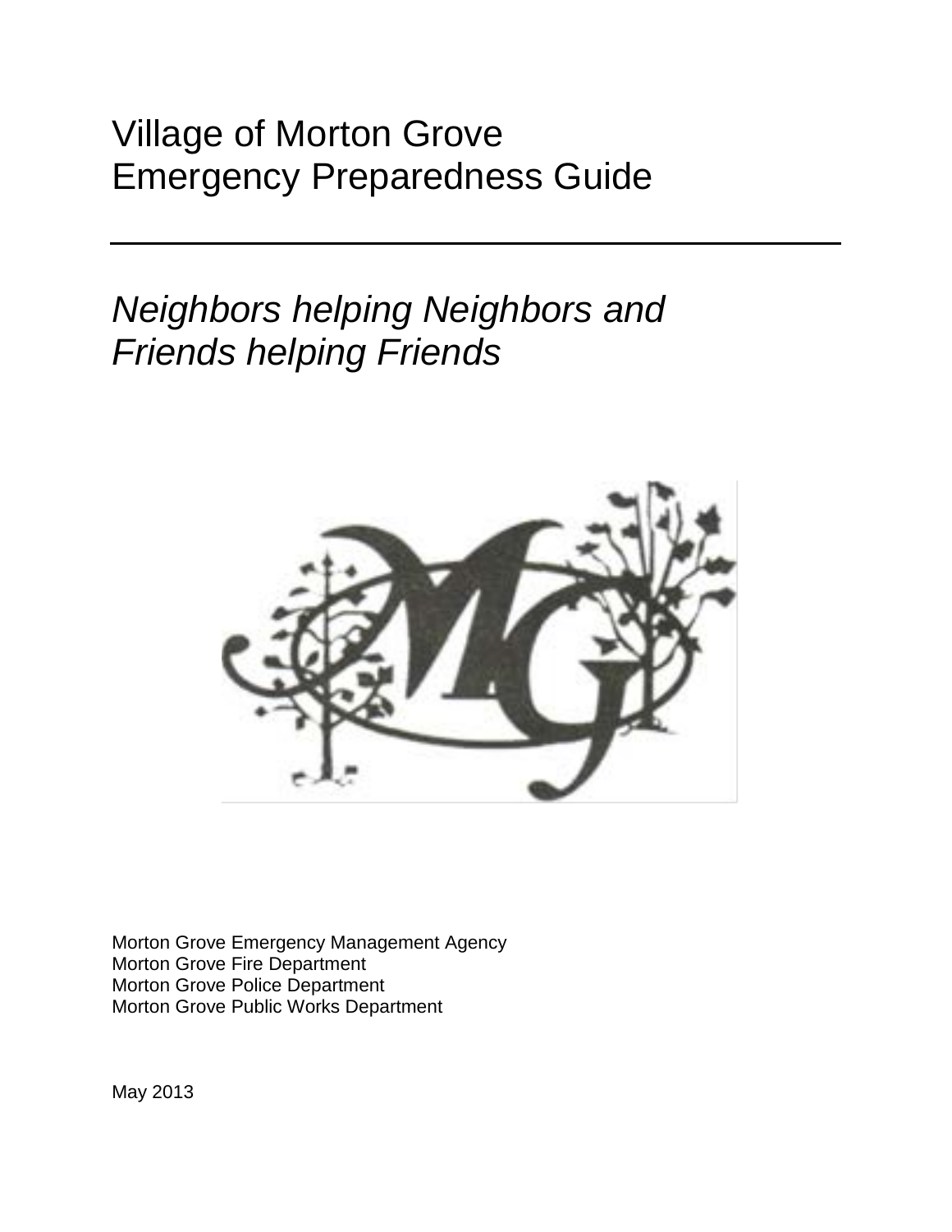# Village of Morton Grove
# Emergency Preparedness Guide

---

## *Neighbors helping Neighbors and Friends helping Friends*

Morton Grove Emergency Management Agency
Morton Grove Fire Department
Morton Grove Police Department
Morton Grove Public Works Department

May 2013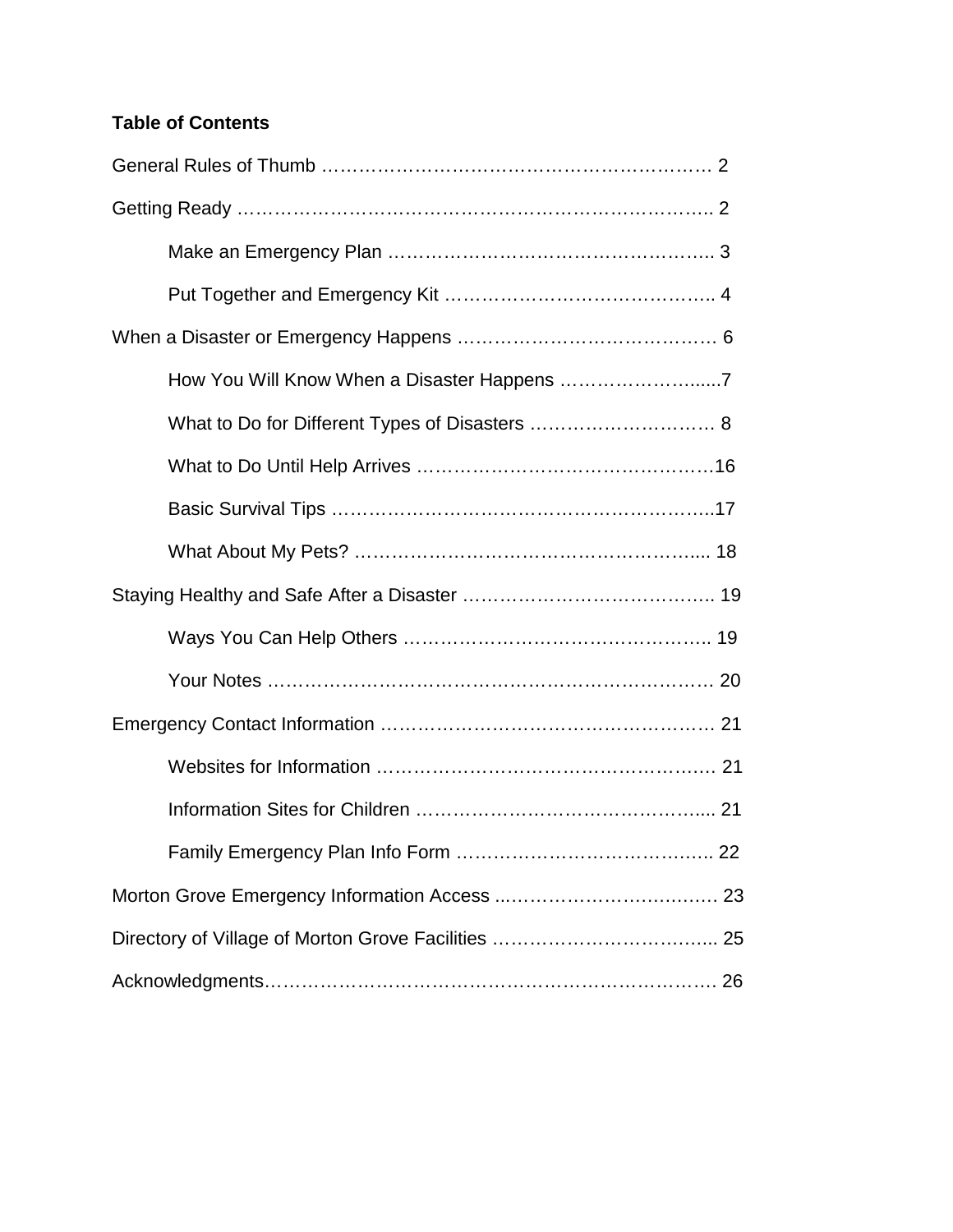**Table of Contents**

General Rules of Thumb ……………………………………………………… 2

Getting Ready ……………………………………………………………….. 2

Make an Emergency Plan …………………………………………….. 3

Put Together and Emergency Kit …………………………………….. 4

When a Disaster or Emergency Happens …………………………………… 6

How You Will Know When a Disaster Happens ……………………......7

What to Do for Different Types of Disasters ………………………… 8

What to Do Until Help Arrives …………………………………………16

Basic Survival Tips …………………………………………………..17

What About My Pets? ……………………………………………….... 18

Staying Healthy and Safe After a Disaster ………………………………….. 19

Ways You Can Help Others ………………………………………….. 19

Your Notes ……………………………………………………………… 20

Emergency Contact Information ……………………………………………… 21

Websites for Information …………………………………………….… 21

Information Sites for Children ……………………………………….... 21

Family Emergency Plan Info Form ………………………………….. 22

Morton Grove Emergency Information Access ..……………………………… 23

Directory of Village of Morton Grove Facilities ……………………………... 25

Acknowledgments………………………………………………………………. 26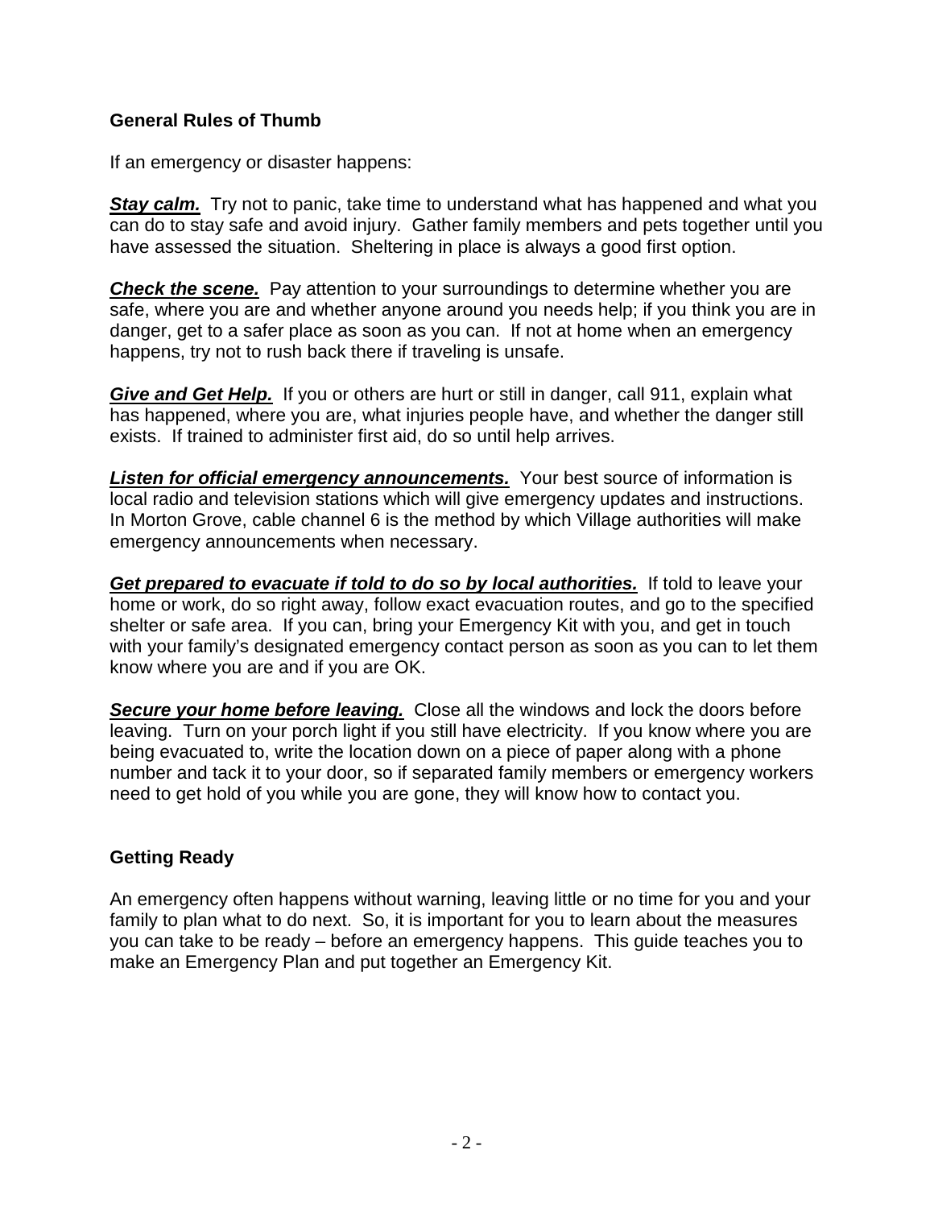## General Rules of Thumb

If an emergency or disaster happens:

***Stay calm.*** Try not to panic, take time to understand what has happened and what you can do to stay safe and avoid injury. Gather family members and pets together until you have assessed the situation. Sheltering in place is always a good first option.

***Check the scene.*** Pay attention to your surroundings to determine whether you are safe, where you are and whether anyone around you needs help; if you think you are in danger, get to a safer place as soon as you can. If not at home when an emergency happens, try not to rush back there if traveling is unsafe.

***Give and Get Help.*** If you or others are hurt or still in danger, call 911, explain what has happened, where you are, what injuries people have, and whether the danger still exists. If trained to administer first aid, do so until help arrives.

***Listen for official emergency announcements.*** Your best source of information is local radio and television stations which will give emergency updates and instructions. In Morton Grove, cable channel 6 is the method by which Village authorities will make emergency announcements when necessary.

***Get prepared to evacuate if told to do so by local authorities.*** If told to leave your home or work, do so right away, follow exact evacuation routes, and go to the specified shelter or safe area. If you can, bring your Emergency Kit with you, and get in touch with your family's designated emergency contact person as soon as you can to let them know where you are and if you are OK.

***Secure your home before leaving.*** Close all the windows and lock the doors before leaving. Turn on your porch light if you still have electricity. If you know where you are being evacuated to, write the location down on a piece of paper along with a phone number and tack it to your door, so if separated family members or emergency workers need to get hold of you while you are gone, they will know how to contact you.

## Getting Ready

An emergency often happens without warning, leaving little or no time for you and your family to plan what to do next. So, it is important for you to learn about the measures you can take to be ready – before an emergency happens. This guide teaches you to make an Emergency Plan and put together an Emergency Kit.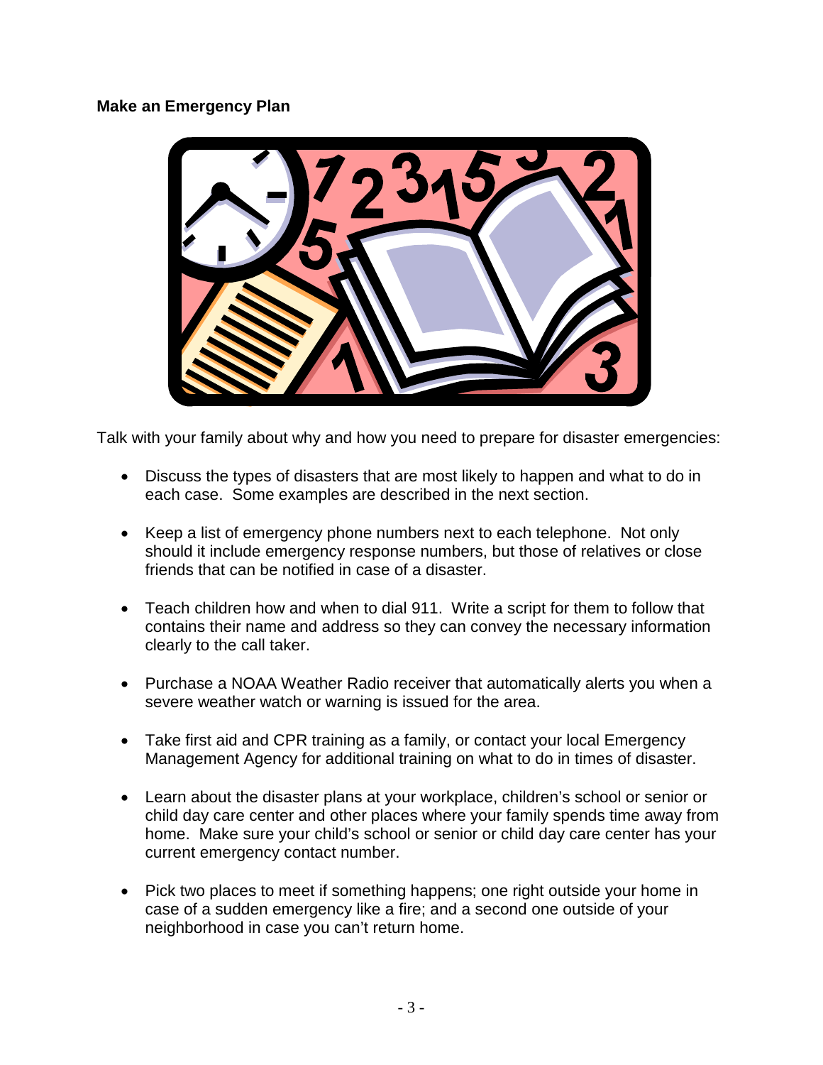## Make an Emergency Plan

Talk with your family about why and how you need to prepare for disaster emergencies:

- Discuss the types of disasters that are most likely to happen and what to do in each case. Some examples are described in the next section.

- Keep a list of emergency phone numbers next to each telephone. Not only should it include emergency response numbers, but those of relatives or close friends that can be notified in case of a disaster.

- Teach children how and when to dial 911. Write a script for them to follow that contains their name and address so they can convey the necessary information clearly to the call taker.

- Purchase a NOAA Weather Radio receiver that automatically alerts you when a severe weather watch or warning is issued for the area.

- Take first aid and CPR training as a family, or contact your local Emergency Management Agency for additional training on what to do in times of disaster.

- Learn about the disaster plans at your workplace, children's school or senior or child day care center and other places where your family spends time away from home. Make sure your child's school or senior or child day care center has your current emergency contact number.

- Pick two places to meet if something happens; one right outside your home in case of a sudden emergency like a fire; and a second one outside of your neighborhood in case you can't return home.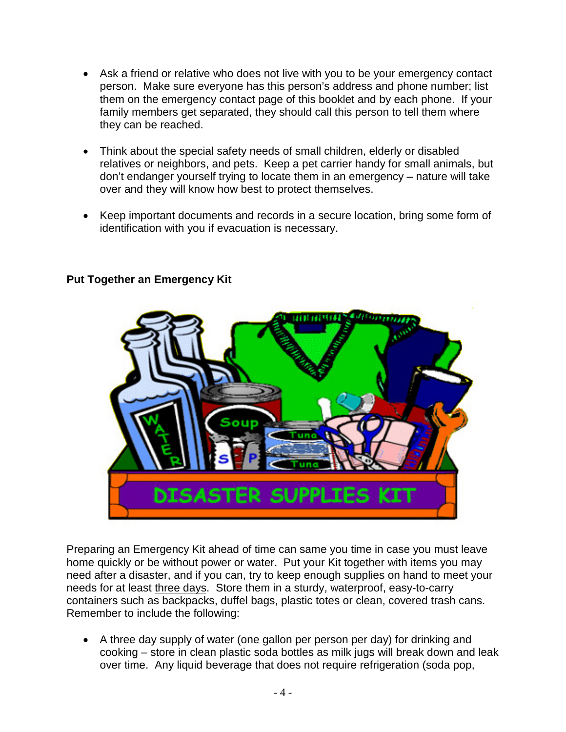- Ask a friend or relative who does not live with you to be your emergency contact person. Make sure everyone has this person's address and phone number; list them on the emergency contact page of this booklet and by each phone. If your family members get separated, they should call this person to tell them where they can be reached.

- Think about the special safety needs of small children, elderly or disabled relatives or neighbors, and pets. Keep a pet carrier handy for small animals, but don't endanger yourself trying to locate them in an emergency – nature will take over and they will know how best to protect themselves.

- Keep important documents and records in a secure location, bring some form of identification with you if evacuation is necessary.

**Put Together an Emergency Kit**

Preparing an Emergency Kit ahead of time can same you time in case you must leave home quickly or be without power or water. Put your Kit together with items you may need after a disaster, and if you can, try to keep enough supplies on hand to meet your needs for at least <u>three days</u>. Store them in a sturdy, waterproof, easy-to-carry containers such as backpacks, duffel bags, plastic totes or clean, covered trash cans. Remember to include the following:

- A three day supply of water (one gallon per person per day) for drinking and cooking – store in clean plastic soda bottles as milk jugs will break down and leak over time. Any liquid beverage that does not require refrigeration (soda pop,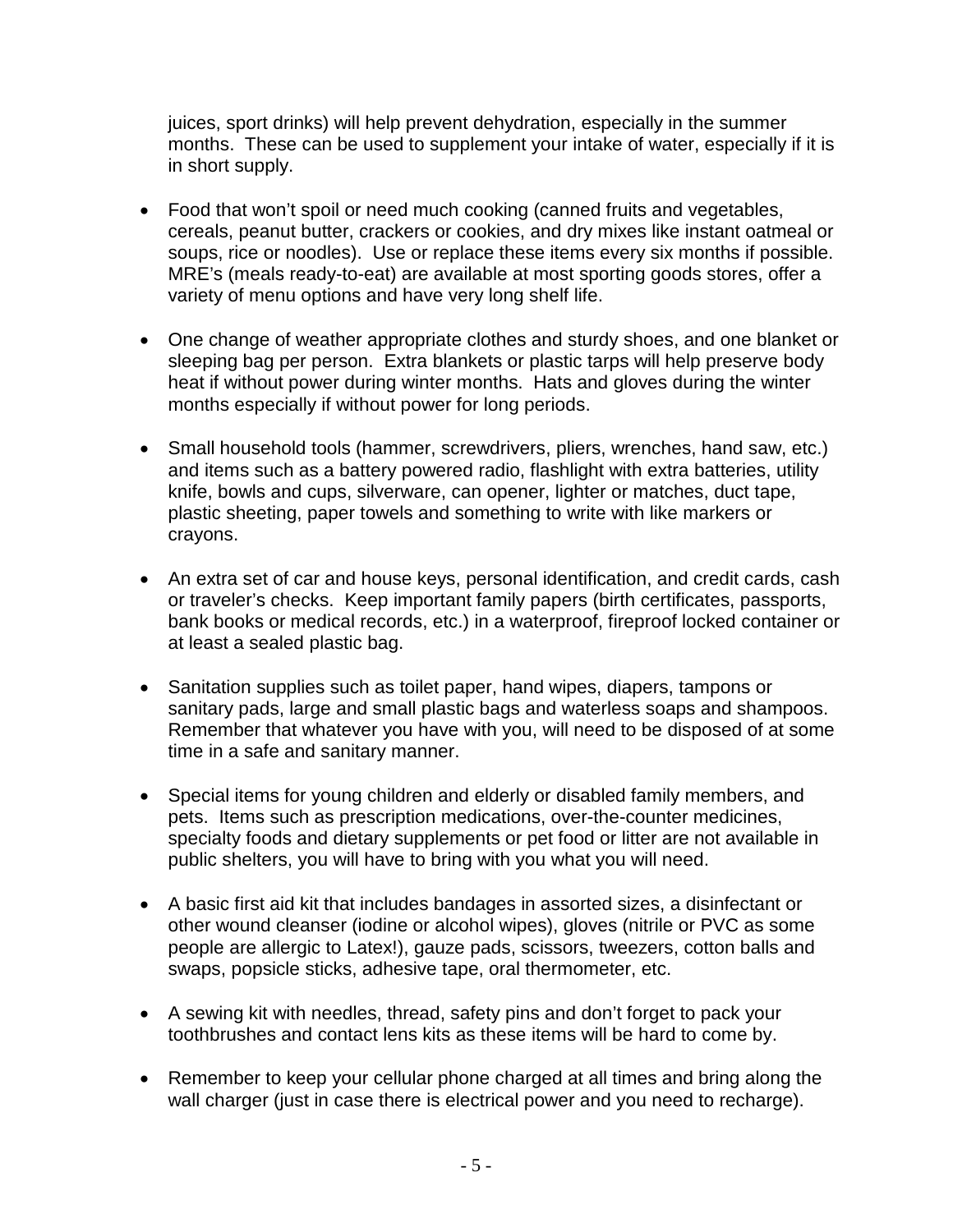juices, sport drinks) will help prevent dehydration, especially in the summer months. These can be used to supplement your intake of water, especially if it is in short supply.

- Food that won't spoil or need much cooking (canned fruits and vegetables, cereals, peanut butter, crackers or cookies, and dry mixes like instant oatmeal or soups, rice or noodles). Use or replace these items every six months if possible. MRE's (meals ready-to-eat) are available at most sporting goods stores, offer a variety of menu options and have very long shelf life.

- One change of weather appropriate clothes and sturdy shoes, and one blanket or sleeping bag per person. Extra blankets or plastic tarps will help preserve body heat if without power during winter months. Hats and gloves during the winter months especially if without power for long periods.

- Small household tools (hammer, screwdrivers, pliers, wrenches, hand saw, etc.) and items such as a battery powered radio, flashlight with extra batteries, utility knife, bowls and cups, silverware, can opener, lighter or matches, duct tape, plastic sheeting, paper towels and something to write with like markers or crayons.

- An extra set of car and house keys, personal identification, and credit cards, cash or traveler's checks. Keep important family papers (birth certificates, passports, bank books or medical records, etc.) in a waterproof, fireproof locked container or at least a sealed plastic bag.

- Sanitation supplies such as toilet paper, hand wipes, diapers, tampons or sanitary pads, large and small plastic bags and waterless soaps and shampoos. Remember that whatever you have with you, will need to be disposed of at some time in a safe and sanitary manner.

- Special items for young children and elderly or disabled family members, and pets. Items such as prescription medications, over-the-counter medicines, specialty foods and dietary supplements or pet food or litter are not available in public shelters, you will have to bring with you what you will need.

- A basic first aid kit that includes bandages in assorted sizes, a disinfectant or other wound cleanser (iodine or alcohol wipes), gloves (nitrile or PVC as some people are allergic to Latex!), gauze pads, scissors, tweezers, cotton balls and swaps, popsicle sticks, adhesive tape, oral thermometer, etc.

- A sewing kit with needles, thread, safety pins and don't forget to pack your toothbrushes and contact lens kits as these items will be hard to come by.

- Remember to keep your cellular phone charged at all times and bring along the wall charger (just in case there is electrical power and you need to recharge).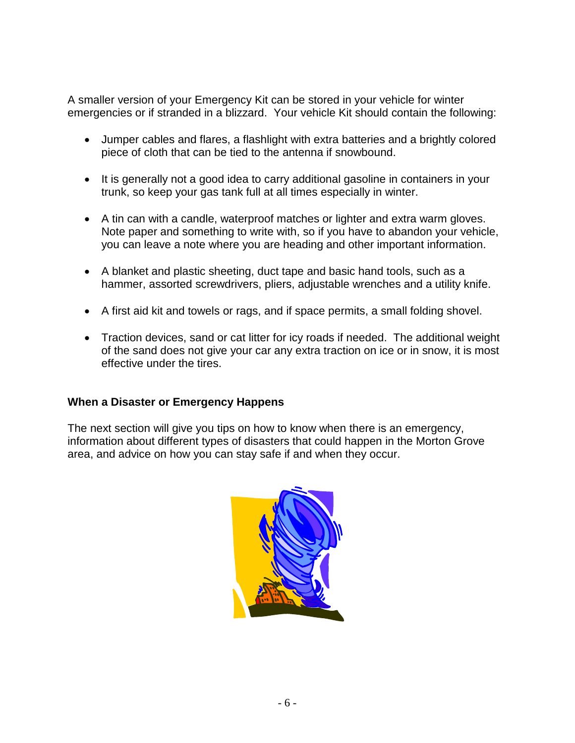A smaller version of your Emergency Kit can be stored in your vehicle for winter emergencies or if stranded in a blizzard. Your vehicle Kit should contain the following:

- Jumper cables and flares, a flashlight with extra batteries and a brightly colored piece of cloth that can be tied to the antenna if snowbound.
- It is generally not a good idea to carry additional gasoline in containers in your trunk, so keep your gas tank full at all times especially in winter.
- A tin can with a candle, waterproof matches or lighter and extra warm gloves. Note paper and something to write with, so if you have to abandon your vehicle, you can leave a note where you are heading and other important information.
- A blanket and plastic sheeting, duct tape and basic hand tools, such as a hammer, assorted screwdrivers, pliers, adjustable wrenches and a utility knife.
- A first aid kit and towels or rags, and if space permits, a small folding shovel.
- Traction devices, sand or cat litter for icy roads if needed. The additional weight of the sand does not give your car any extra traction on ice or in snow, it is most effective under the tires.

**When a Disaster or Emergency Happens**

The next section will give you tips on how to know when there is an emergency, information about different types of disasters that could happen in the Morton Grove area, and advice on how you can stay safe if and when they occur.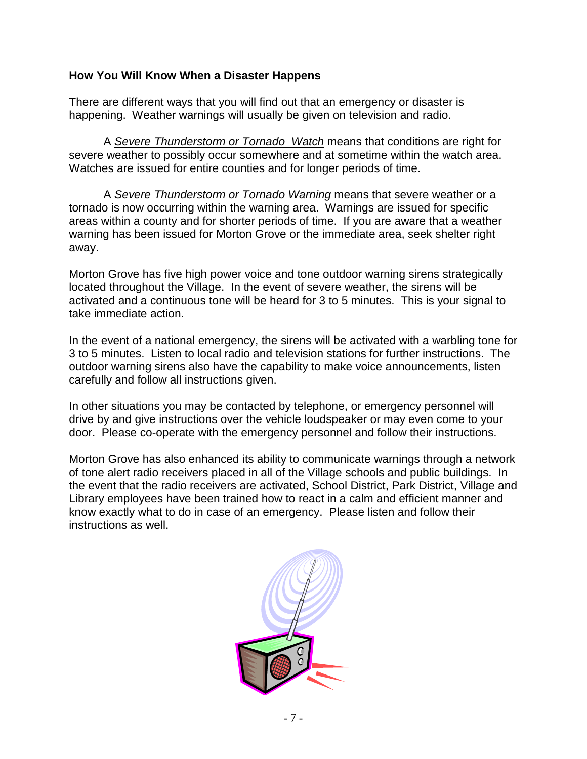**How You Will Know When a Disaster Happens**

There are different ways that you will find out that an emergency or disaster is happening. Weather warnings will usually be given on television and radio.

A *Severe Thunderstorm or Tornado Watch* means that conditions are right for severe weather to possibly occur somewhere and at sometime within the watch area. Watches are issued for entire counties and for longer periods of time.

A *Severe Thunderstorm or Tornado Warning* means that severe weather or a tornado is now occurring within the warning area. Warnings are issued for specific areas within a county and for shorter periods of time. If you are aware that a weather warning has been issued for Morton Grove or the immediate area, seek shelter right away.

Morton Grove has five high power voice and tone outdoor warning sirens strategically located throughout the Village. In the event of severe weather, the sirens will be activated and a continuous tone will be heard for 3 to 5 minutes. This is your signal to take immediate action.

In the event of a national emergency, the sirens will be activated with a warbling tone for 3 to 5 minutes. Listen to local radio and television stations for further instructions. The outdoor warning sirens also have the capability to make voice announcements, listen carefully and follow all instructions given.

In other situations you may be contacted by telephone, or emergency personnel will drive by and give instructions over the vehicle loudspeaker or may even come to your door. Please co-operate with the emergency personnel and follow their instructions.

Morton Grove has also enhanced its ability to communicate warnings through a network of tone alert radio receivers placed in all of the Village schools and public buildings. In the event that the radio receivers are activated, School District, Park District, Village and Library employees have been trained how to react in a calm and efficient manner and know exactly what to do in case of an emergency. Please listen and follow their instructions as well.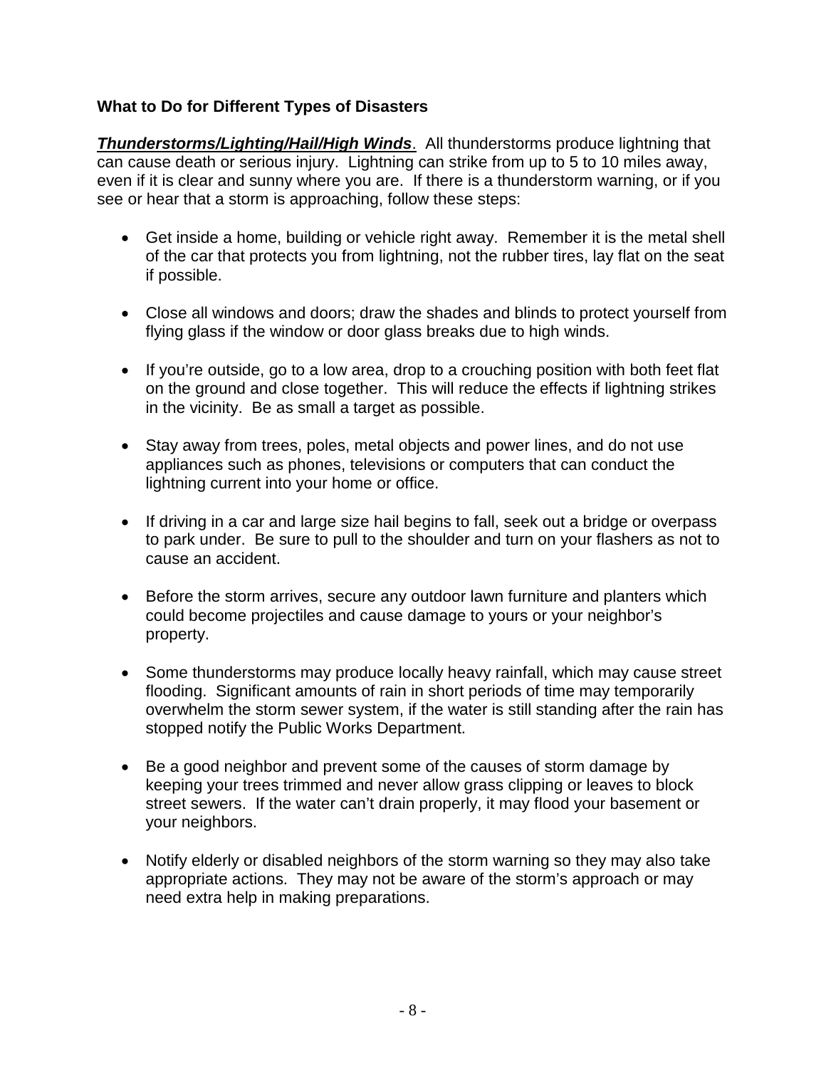**What to Do for Different Types of Disasters**

***<u>Thunderstorms/Lighting/Hail/High Winds</u>***. All thunderstorms produce lightning that can cause death or serious injury. Lightning can strike from up to 5 to 10 miles away, even if it is clear and sunny where you are. If there is a thunderstorm warning, or if you see or hear that a storm is approaching, follow these steps:

- Get inside a home, building or vehicle right away. Remember it is the metal shell of the car that protects you from lightning, not the rubber tires, lay flat on the seat if possible.
- Close all windows and doors; draw the shades and blinds to protect yourself from flying glass if the window or door glass breaks due to high winds.
- If you're outside, go to a low area, drop to a crouching position with both feet flat on the ground and close together. This will reduce the effects if lightning strikes in the vicinity. Be as small a target as possible.
- Stay away from trees, poles, metal objects and power lines, and do not use appliances such as phones, televisions or computers that can conduct the lightning current into your home or office.
- If driving in a car and large size hail begins to fall, seek out a bridge or overpass to park under. Be sure to pull to the shoulder and turn on your flashers as not to cause an accident.
- Before the storm arrives, secure any outdoor lawn furniture and planters which could become projectiles and cause damage to yours or your neighbor's property.
- Some thunderstorms may produce locally heavy rainfall, which may cause street flooding. Significant amounts of rain in short periods of time may temporarily overwhelm the storm sewer system, if the water is still standing after the rain has stopped notify the Public Works Department.
- Be a good neighbor and prevent some of the causes of storm damage by keeping your trees trimmed and never allow grass clipping or leaves to block street sewers. If the water can't drain properly, it may flood your basement or your neighbors.
- Notify elderly or disabled neighbors of the storm warning so they may also take appropriate actions. They may not be aware of the storm's approach or may need extra help in making preparations.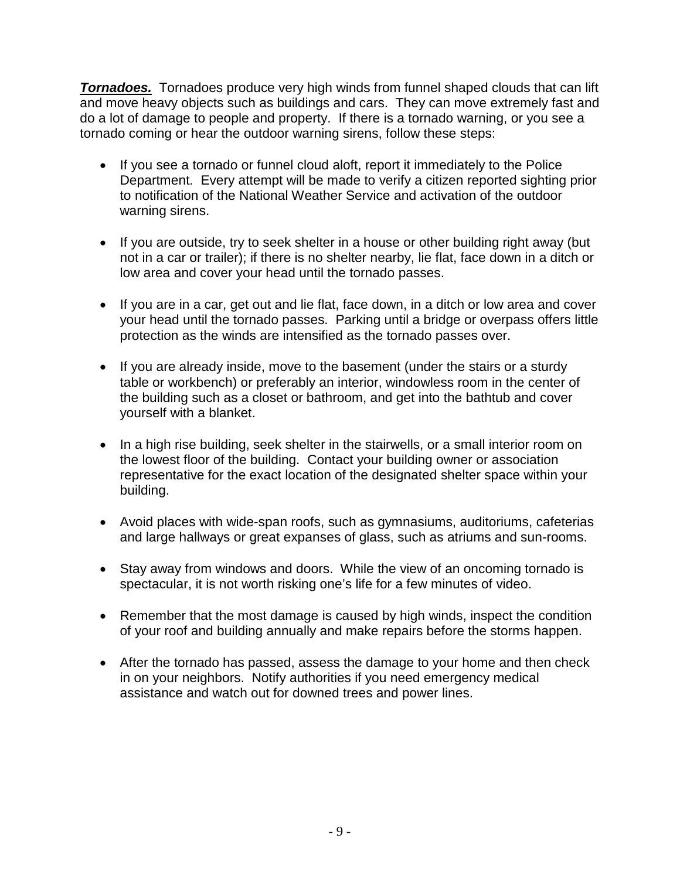***Tornadoes.*** Tornadoes produce very high winds from funnel shaped clouds that can lift and move heavy objects such as buildings and cars. They can move extremely fast and do a lot of damage to people and property. If there is a tornado warning, or you see a tornado coming or hear the outdoor warning sirens, follow these steps:

- If you see a tornado or funnel cloud aloft, report it immediately to the Police Department. Every attempt will be made to verify a citizen reported sighting prior to notification of the National Weather Service and activation of the outdoor warning sirens.
- If you are outside, try to seek shelter in a house or other building right away (but not in a car or trailer); if there is no shelter nearby, lie flat, face down in a ditch or low area and cover your head until the tornado passes.
- If you are in a car, get out and lie flat, face down, in a ditch or low area and cover your head until the tornado passes. Parking until a bridge or overpass offers little protection as the winds are intensified as the tornado passes over.
- If you are already inside, move to the basement (under the stairs or a sturdy table or workbench) or preferably an interior, windowless room in the center of the building such as a closet or bathroom, and get into the bathtub and cover yourself with a blanket.
- In a high rise building, seek shelter in the stairwells, or a small interior room on the lowest floor of the building. Contact your building owner or association representative for the exact location of the designated shelter space within your building.
- Avoid places with wide-span roofs, such as gymnasiums, auditoriums, cafeterias and large hallways or great expanses of glass, such as atriums and sun-rooms.
- Stay away from windows and doors. While the view of an oncoming tornado is spectacular, it is not worth risking one's life for a few minutes of video.
- Remember that the most damage is caused by high winds, inspect the condition of your roof and building annually and make repairs before the storms happen.
- After the tornado has passed, assess the damage to your home and then check in on your neighbors. Notify authorities if you need emergency medical assistance and watch out for downed trees and power lines.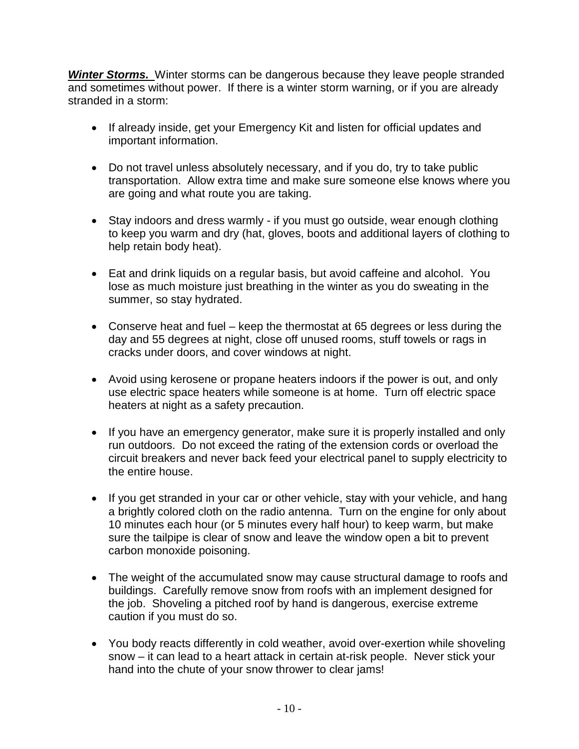***Winter Storms.*** Winter storms can be dangerous because they leave people stranded and sometimes without power. If there is a winter storm warning, or if you are already stranded in a storm:

- If already inside, get your Emergency Kit and listen for official updates and important information.

- Do not travel unless absolutely necessary, and if you do, try to take public transportation. Allow extra time and make sure someone else knows where you are going and what route you are taking.

- Stay indoors and dress warmly - if you must go outside, wear enough clothing to keep you warm and dry (hat, gloves, boots and additional layers of clothing to help retain body heat).

- Eat and drink liquids on a regular basis, but avoid caffeine and alcohol. You lose as much moisture just breathing in the winter as you do sweating in the summer, so stay hydrated.

- Conserve heat and fuel – keep the thermostat at 65 degrees or less during the day and 55 degrees at night, close off unused rooms, stuff towels or rags in cracks under doors, and cover windows at night.

- Avoid using kerosene or propane heaters indoors if the power is out, and only use electric space heaters while someone is at home. Turn off electric space heaters at night as a safety precaution.

- If you have an emergency generator, make sure it is properly installed and only run outdoors. Do not exceed the rating of the extension cords or overload the circuit breakers and never back feed your electrical panel to supply electricity to the entire house.

- If you get stranded in your car or other vehicle, stay with your vehicle, and hang a brightly colored cloth on the radio antenna. Turn on the engine for only about 10 minutes each hour (or 5 minutes every half hour) to keep warm, but make sure the tailpipe is clear of snow and leave the window open a bit to prevent carbon monoxide poisoning.

- The weight of the accumulated snow may cause structural damage to roofs and buildings. Carefully remove snow from roofs with an implement designed for the job. Shoveling a pitched roof by hand is dangerous, exercise extreme caution if you must do so.

- You body reacts differently in cold weather, avoid over-exertion while shoveling snow – it can lead to a heart attack in certain at-risk people. Never stick your hand into the chute of your snow thrower to clear jams!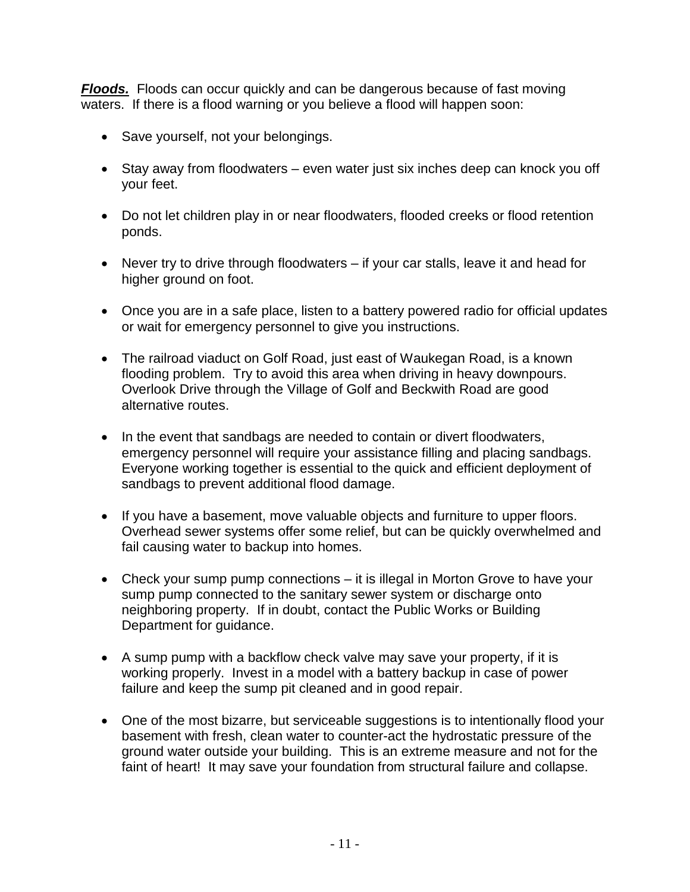***Floods.*** Floods can occur quickly and can be dangerous because of fast moving waters. If there is a flood warning or you believe a flood will happen soon:

- Save yourself, not your belongings.
- Stay away from floodwaters – even water just six inches deep can knock you off your feet.
- Do not let children play in or near floodwaters, flooded creeks or flood retention ponds.
- Never try to drive through floodwaters – if your car stalls, leave it and head for higher ground on foot.
- Once you are in a safe place, listen to a battery powered radio for official updates or wait for emergency personnel to give you instructions.
- The railroad viaduct on Golf Road, just east of Waukegan Road, is a known flooding problem. Try to avoid this area when driving in heavy downpours. Overlook Drive through the Village of Golf and Beckwith Road are good alternative routes.
- In the event that sandbags are needed to contain or divert floodwaters, emergency personnel will require your assistance filling and placing sandbags. Everyone working together is essential to the quick and efficient deployment of sandbags to prevent additional flood damage.
- If you have a basement, move valuable objects and furniture to upper floors. Overhead sewer systems offer some relief, but can be quickly overwhelmed and fail causing water to backup into homes.
- Check your sump pump connections – it is illegal in Morton Grove to have your sump pump connected to the sanitary sewer system or discharge onto neighboring property. If in doubt, contact the Public Works or Building Department for guidance.
- A sump pump with a backflow check valve may save your property, if it is working properly. Invest in a model with a battery backup in case of power failure and keep the sump pit cleaned and in good repair.
- One of the most bizarre, but serviceable suggestions is to intentionally flood your basement with fresh, clean water to counter-act the hydrostatic pressure of the ground water outside your building. This is an extreme measure and not for the faint of heart! It may save your foundation from structural failure and collapse.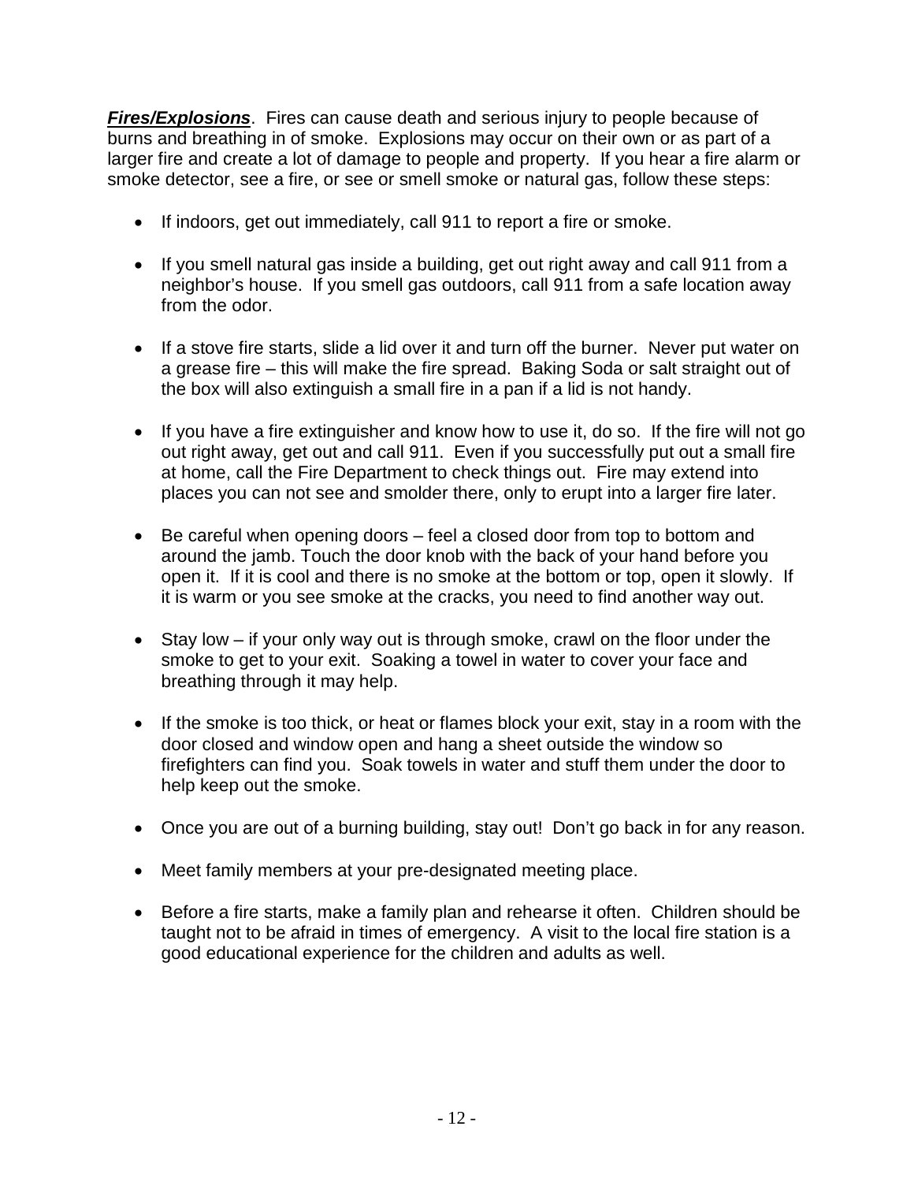***Fires/Explosions***. Fires can cause death and serious injury to people because of burns and breathing in of smoke. Explosions may occur on their own or as part of a larger fire and create a lot of damage to people and property. If you hear a fire alarm or smoke detector, see a fire, or see or smell smoke or natural gas, follow these steps:

- If indoors, get out immediately, call 911 to report a fire or smoke.
- If you smell natural gas inside a building, get out right away and call 911 from a neighbor's house. If you smell gas outdoors, call 911 from a safe location away from the odor.
- If a stove fire starts, slide a lid over it and turn off the burner. Never put water on a grease fire – this will make the fire spread. Baking Soda or salt straight out of the box will also extinguish a small fire in a pan if a lid is not handy.
- If you have a fire extinguisher and know how to use it, do so. If the fire will not go out right away, get out and call 911. Even if you successfully put out a small fire at home, call the Fire Department to check things out. Fire may extend into places you can not see and smolder there, only to erupt into a larger fire later.
- Be careful when opening doors – feel a closed door from top to bottom and around the jamb. Touch the door knob with the back of your hand before you open it. If it is cool and there is no smoke at the bottom or top, open it slowly. If it is warm or you see smoke at the cracks, you need to find another way out.
- Stay low – if your only way out is through smoke, crawl on the floor under the smoke to get to your exit. Soaking a towel in water to cover your face and breathing through it may help.
- If the smoke is too thick, or heat or flames block your exit, stay in a room with the door closed and window open and hang a sheet outside the window so firefighters can find you. Soak towels in water and stuff them under the door to help keep out the smoke.
- Once you are out of a burning building, stay out! Don't go back in for any reason.
- Meet family members at your pre-designated meeting place.
- Before a fire starts, make a family plan and rehearse it often. Children should be taught not to be afraid in times of emergency. A visit to the local fire station is a good educational experience for the children and adults as well.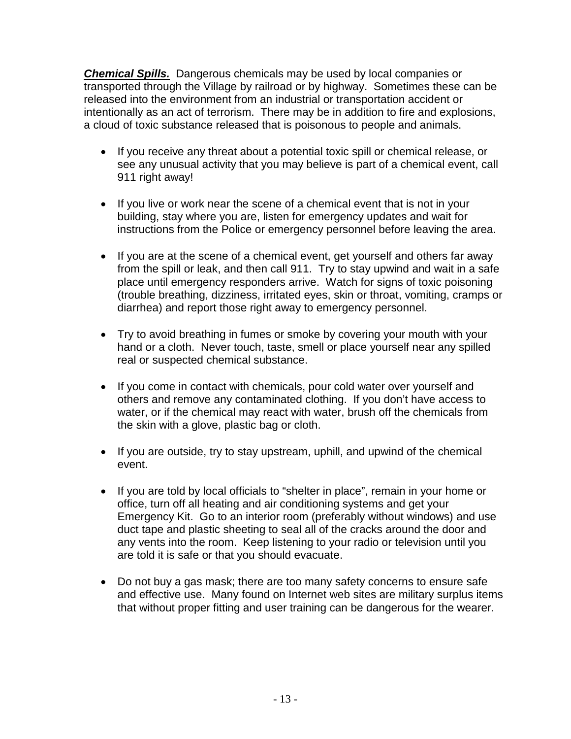***Chemical Spills.*** Dangerous chemicals may be used by local companies or transported through the Village by railroad or by highway. Sometimes these can be released into the environment from an industrial or transportation accident or intentionally as an act of terrorism. There may be in addition to fire and explosions, a cloud of toxic substance released that is poisonous to people and animals.

- If you receive any threat about a potential toxic spill or chemical release, or see any unusual activity that you may believe is part of a chemical event, call 911 right away!

- If you live or work near the scene of a chemical event that is not in your building, stay where you are, listen for emergency updates and wait for instructions from the Police or emergency personnel before leaving the area.

- If you are at the scene of a chemical event, get yourself and others far away from the spill or leak, and then call 911. Try to stay upwind and wait in a safe place until emergency responders arrive. Watch for signs of toxic poisoning (trouble breathing, dizziness, irritated eyes, skin or throat, vomiting, cramps or diarrhea) and report those right away to emergency personnel.

- Try to avoid breathing in fumes or smoke by covering your mouth with your hand or a cloth. Never touch, taste, smell or place yourself near any spilled real or suspected chemical substance.

- If you come in contact with chemicals, pour cold water over yourself and others and remove any contaminated clothing. If you don't have access to water, or if the chemical may react with water, brush off the chemicals from the skin with a glove, plastic bag or cloth.

- If you are outside, try to stay upstream, uphill, and upwind of the chemical event.

- If you are told by local officials to "shelter in place", remain in your home or office, turn off all heating and air conditioning systems and get your Emergency Kit. Go to an interior room (preferably without windows) and use duct tape and plastic sheeting to seal all of the cracks around the door and any vents into the room. Keep listening to your radio or television until you are told it is safe or that you should evacuate.

- Do not buy a gas mask; there are too many safety concerns to ensure safe and effective use. Many found on Internet web sites are military surplus items that without proper fitting and user training can be dangerous for the wearer.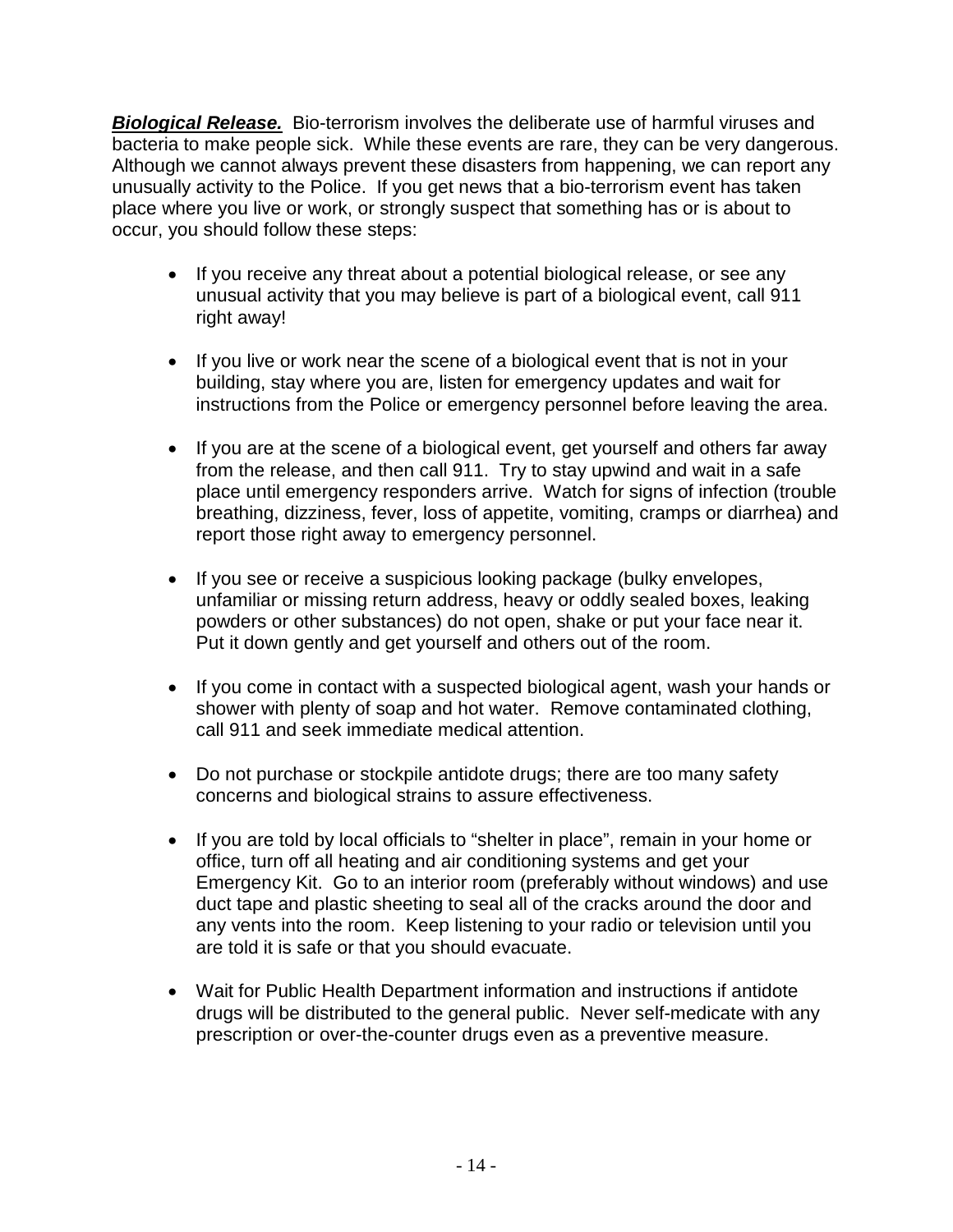***Biological Release.*** Bio-terrorism involves the deliberate use of harmful viruses and bacteria to make people sick. While these events are rare, they can be very dangerous. Although we cannot always prevent these disasters from happening, we can report any unusually activity to the Police. If you get news that a bio-terrorism event has taken place where you live or work, or strongly suspect that something has or is about to occur, you should follow these steps:

- If you receive any threat about a potential biological release, or see any unusual activity that you may believe is part of a biological event, call 911 right away!
- If you live or work near the scene of a biological event that is not in your building, stay where you are, listen for emergency updates and wait for instructions from the Police or emergency personnel before leaving the area.
- If you are at the scene of a biological event, get yourself and others far away from the release, and then call 911. Try to stay upwind and wait in a safe place until emergency responders arrive. Watch for signs of infection (trouble breathing, dizziness, fever, loss of appetite, vomiting, cramps or diarrhea) and report those right away to emergency personnel.
- If you see or receive a suspicious looking package (bulky envelopes, unfamiliar or missing return address, heavy or oddly sealed boxes, leaking powders or other substances) do not open, shake or put your face near it. Put it down gently and get yourself and others out of the room.
- If you come in contact with a suspected biological agent, wash your hands or shower with plenty of soap and hot water. Remove contaminated clothing, call 911 and seek immediate medical attention.
- Do not purchase or stockpile antidote drugs; there are too many safety concerns and biological strains to assure effectiveness.
- If you are told by local officials to "shelter in place", remain in your home or office, turn off all heating and air conditioning systems and get your Emergency Kit. Go to an interior room (preferably without windows) and use duct tape and plastic sheeting to seal all of the cracks around the door and any vents into the room. Keep listening to your radio or television until you are told it is safe or that you should evacuate.
- Wait for Public Health Department information and instructions if antidote drugs will be distributed to the general public. Never self-medicate with any prescription or over-the-counter drugs even as a preventive measure.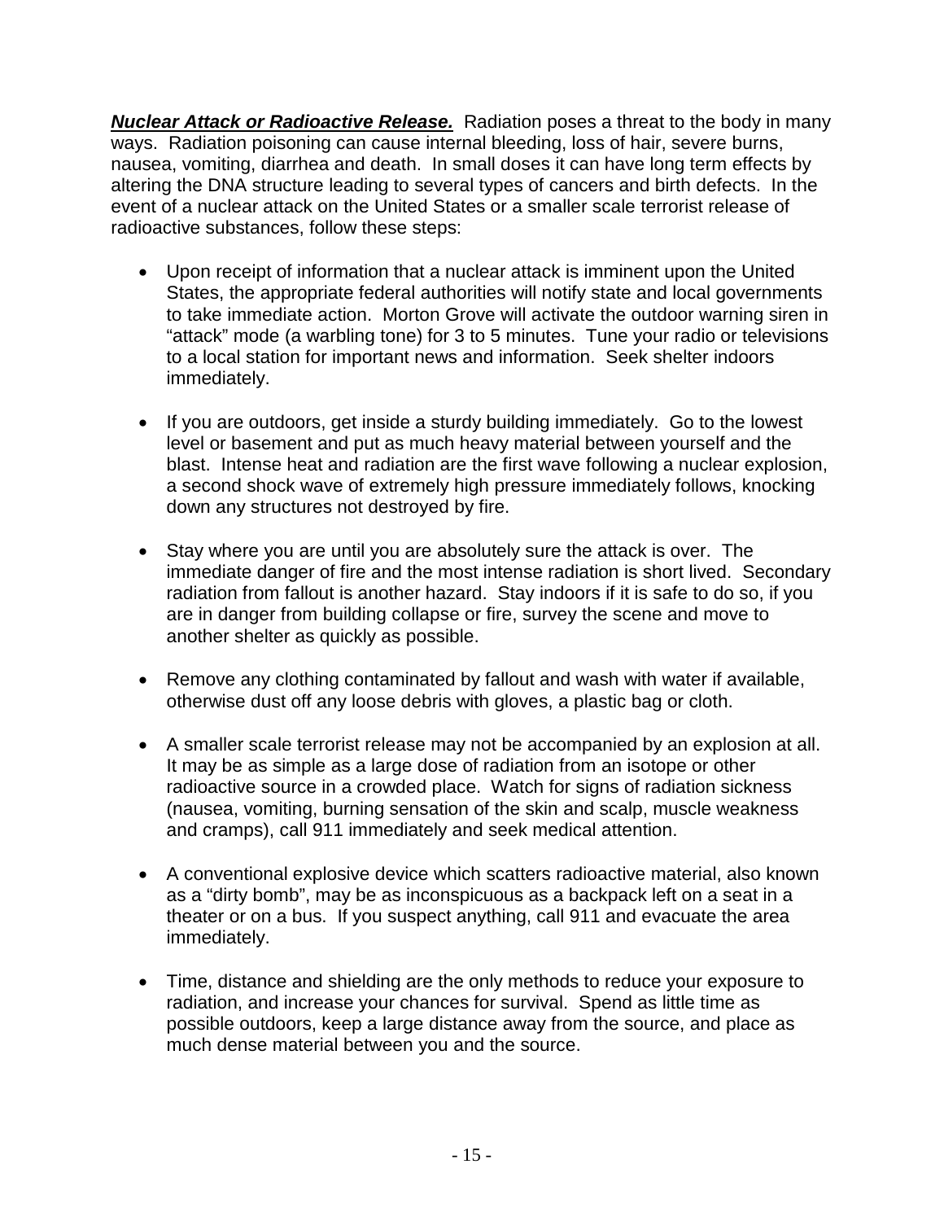***Nuclear Attack or Radioactive Release.*** Radiation poses a threat to the body in many ways. Radiation poisoning can cause internal bleeding, loss of hair, severe burns, nausea, vomiting, diarrhea and death. In small doses it can have long term effects by altering the DNA structure leading to several types of cancers and birth defects. In the event of a nuclear attack on the United States or a smaller scale terrorist release of radioactive substances, follow these steps:

- Upon receipt of information that a nuclear attack is imminent upon the United States, the appropriate federal authorities will notify state and local governments to take immediate action. Morton Grove will activate the outdoor warning siren in "attack" mode (a warbling tone) for 3 to 5 minutes. Tune your radio or televisions to a local station for important news and information. Seek shelter indoors immediately.

- If you are outdoors, get inside a sturdy building immediately. Go to the lowest level or basement and put as much heavy material between yourself and the blast. Intense heat and radiation are the first wave following a nuclear explosion, a second shock wave of extremely high pressure immediately follows, knocking down any structures not destroyed by fire.

- Stay where you are until you are absolutely sure the attack is over. The immediate danger of fire and the most intense radiation is short lived. Secondary radiation from fallout is another hazard. Stay indoors if it is safe to do so, if you are in danger from building collapse or fire, survey the scene and move to another shelter as quickly as possible.

- Remove any clothing contaminated by fallout and wash with water if available, otherwise dust off any loose debris with gloves, a plastic bag or cloth.

- A smaller scale terrorist release may not be accompanied by an explosion at all. It may be as simple as a large dose of radiation from an isotope or other radioactive source in a crowded place. Watch for signs of radiation sickness (nausea, vomiting, burning sensation of the skin and scalp, muscle weakness and cramps), call 911 immediately and seek medical attention.

- A conventional explosive device which scatters radioactive material, also known as a "dirty bomb", may be as inconspicuous as a backpack left on a seat in a theater or on a bus. If you suspect anything, call 911 and evacuate the area immediately.

- Time, distance and shielding are the only methods to reduce your exposure to radiation, and increase your chances for survival. Spend as little time as possible outdoors, keep a large distance away from the source, and place as much dense material between you and the source.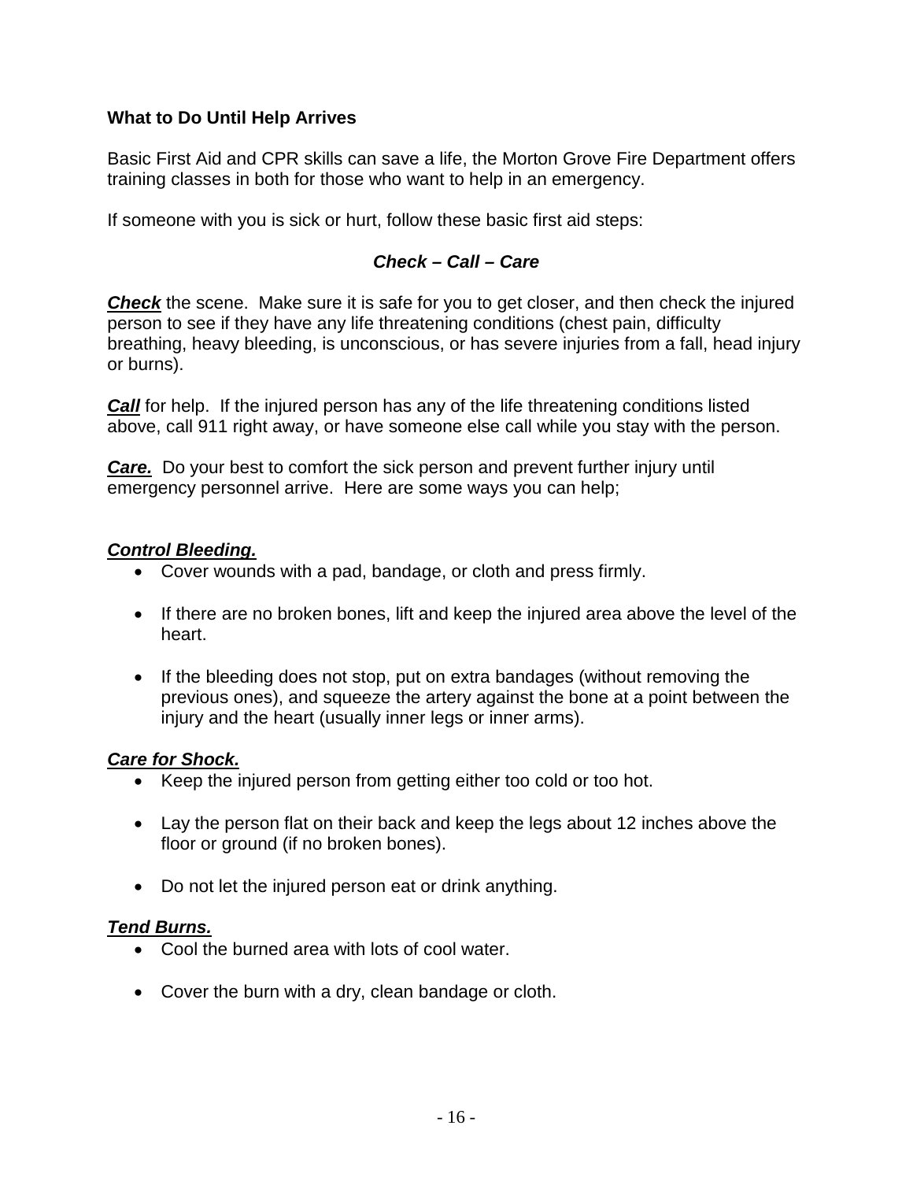## What to Do Until Help Arrives

Basic First Aid and CPR skills can save a life, the Morton Grove Fire Department offers training classes in both for those who want to help in an emergency.

If someone with you is sick or hurt, follow these basic first aid steps:

***Check – Call – Care***

***Check*** the scene. Make sure it is safe for you to get closer, and then check the injured person to see if they have any life threatening conditions (chest pain, difficulty breathing, heavy bleeding, is unconscious, or has severe injuries from a fall, head injury or burns).

***Call*** for help. If the injured person has any of the life threatening conditions listed above, call 911 right away, or have someone else call while you stay with the person.

***Care.*** Do your best to comfort the sick person and prevent further injury until emergency personnel arrive. Here are some ways you can help;

***Control Bleeding.***

- Cover wounds with a pad, bandage, or cloth and press firmly.
- If there are no broken bones, lift and keep the injured area above the level of the heart.
- If the bleeding does not stop, put on extra bandages (without removing the previous ones), and squeeze the artery against the bone at a point between the injury and the heart (usually inner legs or inner arms).

***Care for Shock.***

- Keep the injured person from getting either too cold or too hot.
- Lay the person flat on their back and keep the legs about 12 inches above the floor or ground (if no broken bones).
- Do not let the injured person eat or drink anything.

***Tend Burns.***

- Cool the burned area with lots of cool water.
- Cover the burn with a dry, clean bandage or cloth.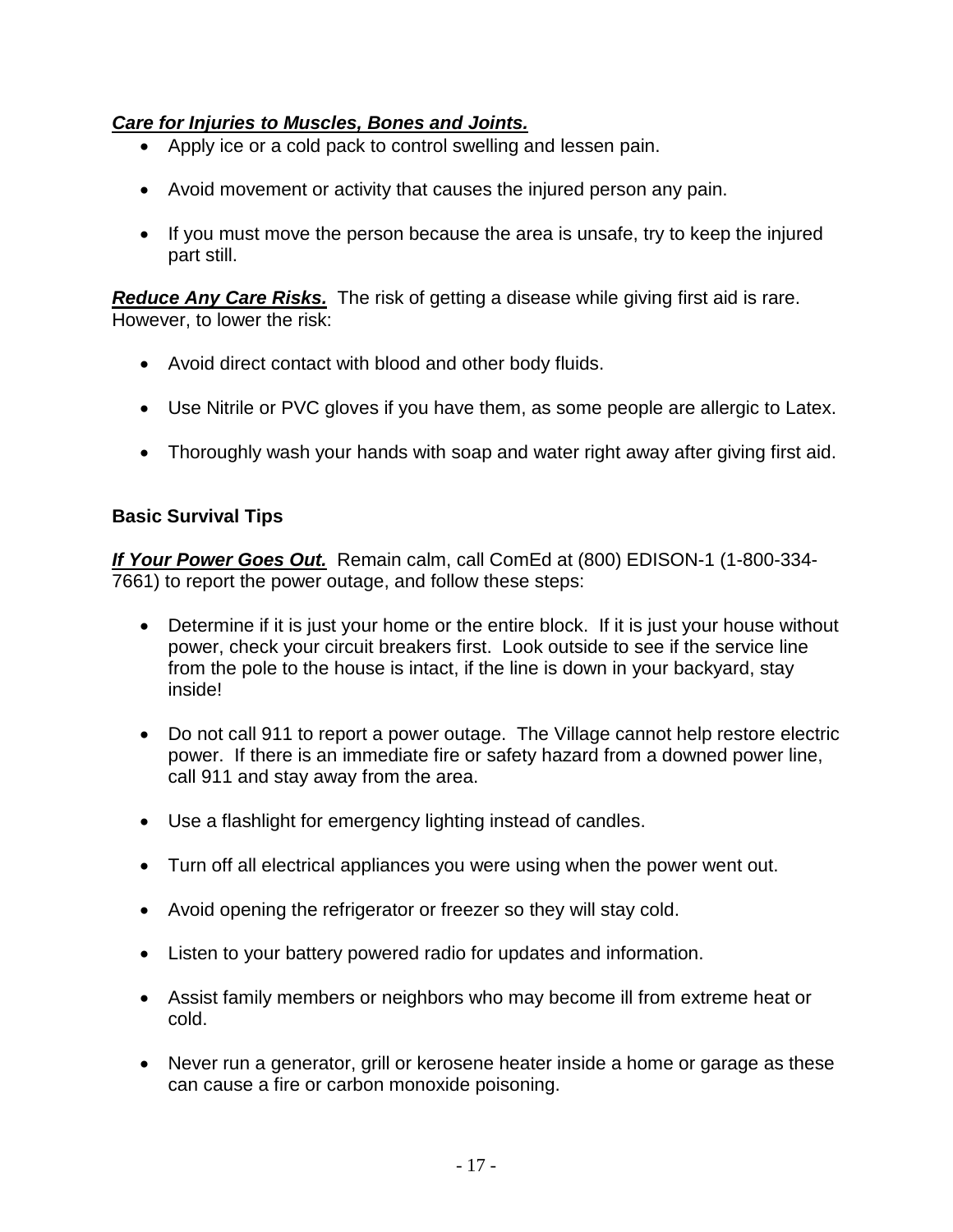***Care for Injuries to Muscles, Bones and Joints.***

- Apply ice or a cold pack to control swelling and lessen pain.
- Avoid movement or activity that causes the injured person any pain.
- If you must move the person because the area is unsafe, try to keep the injured part still.

***Reduce Any Care Risks.*** The risk of getting a disease while giving first aid is rare. However, to lower the risk:

- Avoid direct contact with blood and other body fluids.
- Use Nitrile or PVC gloves if you have them, as some people are allergic to Latex.
- Thoroughly wash your hands with soap and water right away after giving first aid.

**Basic Survival Tips**

***If Your Power Goes Out.*** Remain calm, call ComEd at (800) EDISON-1 (1-800-334-7661) to report the power outage, and follow these steps:

- Determine if it is just your home or the entire block. If it is just your house without power, check your circuit breakers first. Look outside to see if the service line from the pole to the house is intact, if the line is down in your backyard, stay inside!
- Do not call 911 to report a power outage. The Village cannot help restore electric power. If there is an immediate fire or safety hazard from a downed power line, call 911 and stay away from the area.
- Use a flashlight for emergency lighting instead of candles.
- Turn off all electrical appliances you were using when the power went out.
- Avoid opening the refrigerator or freezer so they will stay cold.
- Listen to your battery powered radio for updates and information.
- Assist family members or neighbors who may become ill from extreme heat or cold.
- Never run a generator, grill or kerosene heater inside a home or garage as these can cause a fire or carbon monoxide poisoning.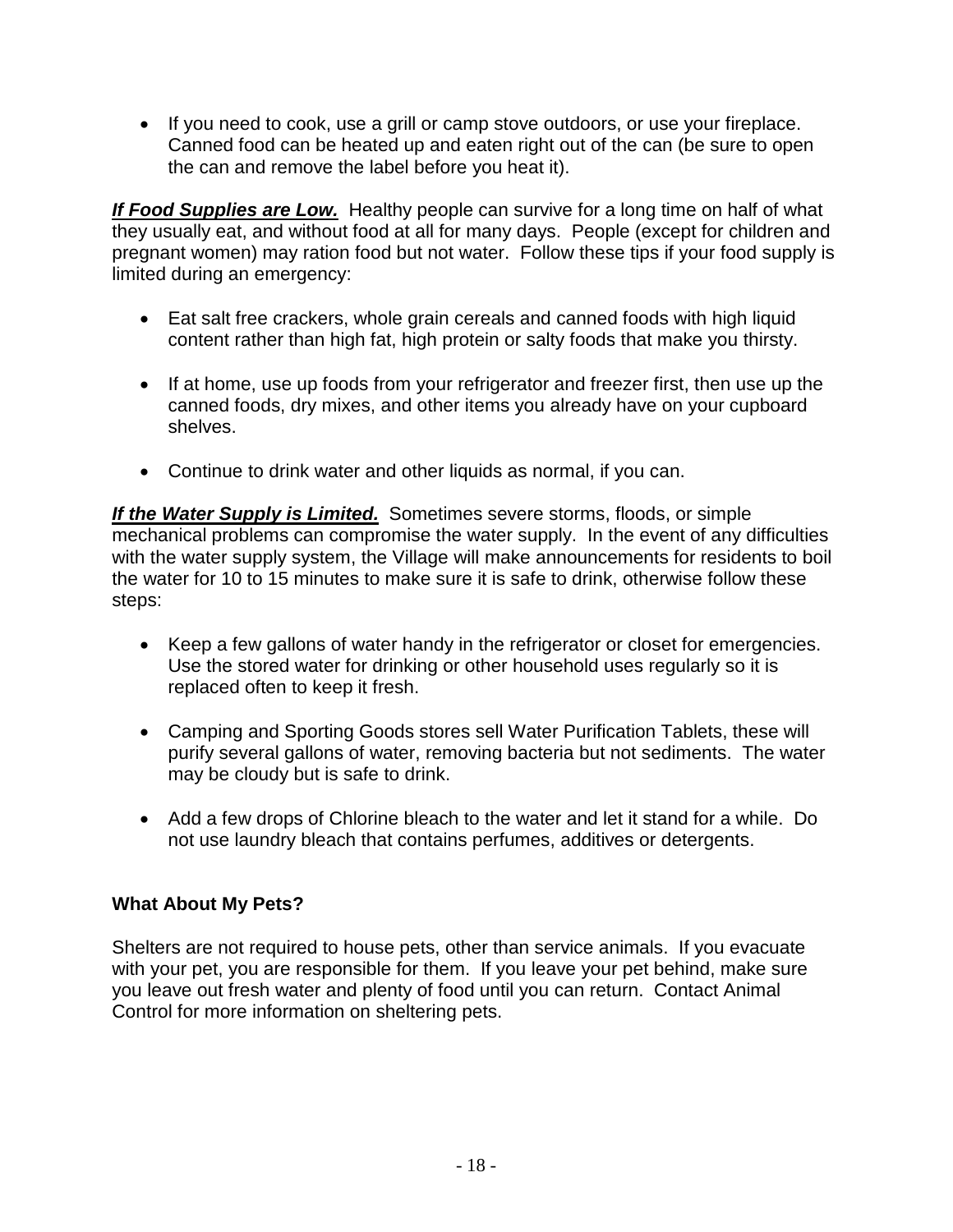- If you need to cook, use a grill or camp stove outdoors, or use your fireplace. Canned food can be heated up and eaten right out of the can (be sure to open the can and remove the label before you heat it).

***If Food Supplies are Low.*** Healthy people can survive for a long time on half of what they usually eat, and without food at all for many days. People (except for children and pregnant women) may ration food but not water. Follow these tips if your food supply is limited during an emergency:

- Eat salt free crackers, whole grain cereals and canned foods with high liquid content rather than high fat, high protein or salty foods that make you thirsty.

- If at home, use up foods from your refrigerator and freezer first, then use up the canned foods, dry mixes, and other items you already have on your cupboard shelves.

- Continue to drink water and other liquids as normal, if you can.

***If the Water Supply is Limited.*** Sometimes severe storms, floods, or simple mechanical problems can compromise the water supply. In the event of any difficulties with the water supply system, the Village will make announcements for residents to boil the water for 10 to 15 minutes to make sure it is safe to drink, otherwise follow these steps:

- Keep a few gallons of water handy in the refrigerator or closet for emergencies. Use the stored water for drinking or other household uses regularly so it is replaced often to keep it fresh.

- Camping and Sporting Goods stores sell Water Purification Tablets, these will purify several gallons of water, removing bacteria but not sediments. The water may be cloudy but is safe to drink.

- Add a few drops of Chlorine bleach to the water and let it stand for a while. Do not use laundry bleach that contains perfumes, additives or detergents.

**What About My Pets?**

Shelters are not required to house pets, other than service animals. If you evacuate with your pet, you are responsible for them. If you leave your pet behind, make sure you leave out fresh water and plenty of food until you can return. Contact Animal Control for more information on sheltering pets.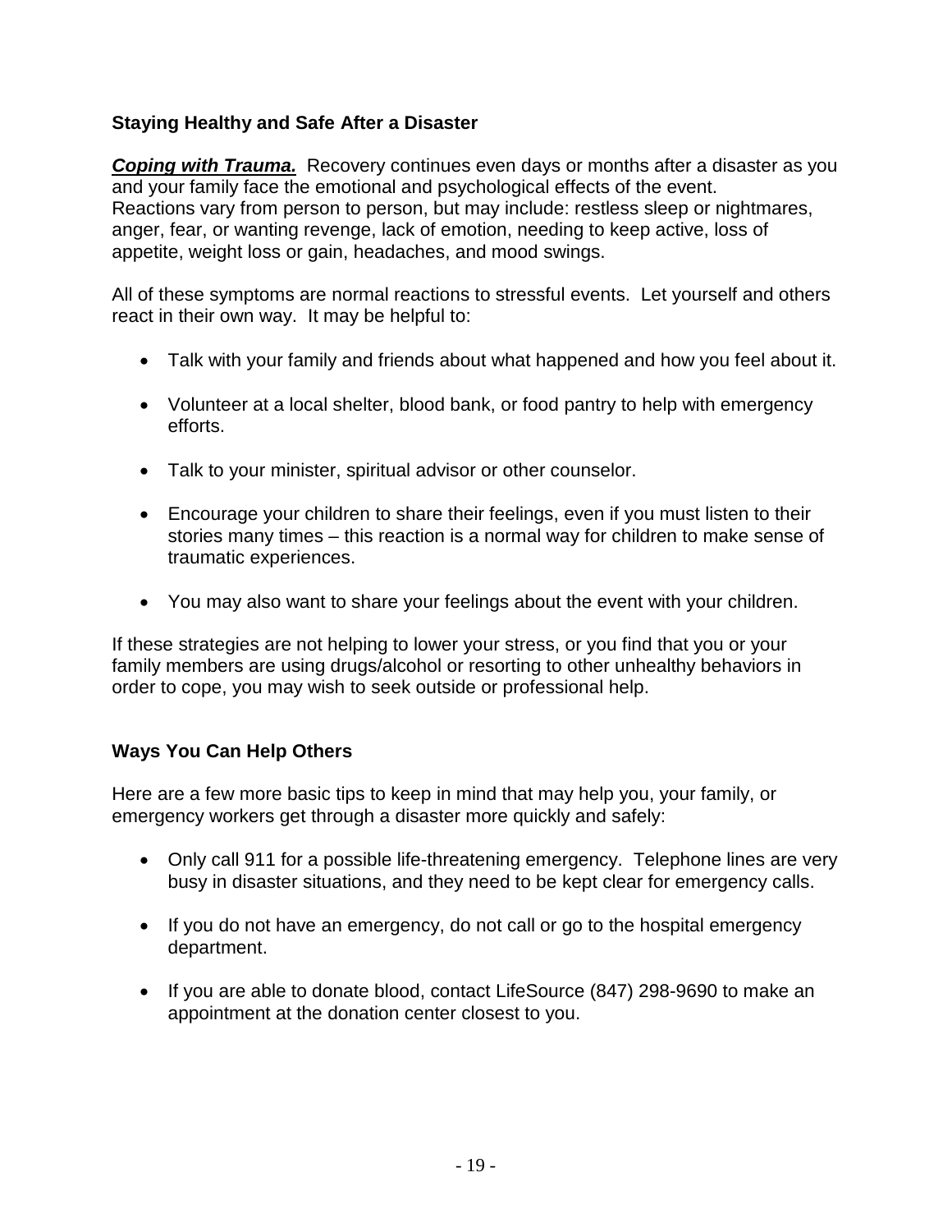## Staying Healthy and Safe After a Disaster

***Coping with Trauma.*** Recovery continues even days or months after a disaster as you and your family face the emotional and psychological effects of the event. Reactions vary from person to person, but may include: restless sleep or nightmares, anger, fear, or wanting revenge, lack of emotion, needing to keep active, loss of appetite, weight loss or gain, headaches, and mood swings.

All of these symptoms are normal reactions to stressful events. Let yourself and others react in their own way. It may be helpful to:

- Talk with your family and friends about what happened and how you feel about it.
- Volunteer at a local shelter, blood bank, or food pantry to help with emergency efforts.
- Talk to your minister, spiritual advisor or other counselor.
- Encourage your children to share their feelings, even if you must listen to their stories many times – this reaction is a normal way for children to make sense of traumatic experiences.
- You may also want to share your feelings about the event with your children.

If these strategies are not helping to lower your stress, or you find that you or your family members are using drugs/alcohol or resorting to other unhealthy behaviors in order to cope, you may wish to seek outside or professional help.

## Ways You Can Help Others

Here are a few more basic tips to keep in mind that may help you, your family, or emergency workers get through a disaster more quickly and safely:

- Only call 911 for a possible life-threatening emergency. Telephone lines are very busy in disaster situations, and they need to be kept clear for emergency calls.
- If you do not have an emergency, do not call or go to the hospital emergency department.
- If you are able to donate blood, contact LifeSource (847) 298-9690 to make an appointment at the donation center closest to you.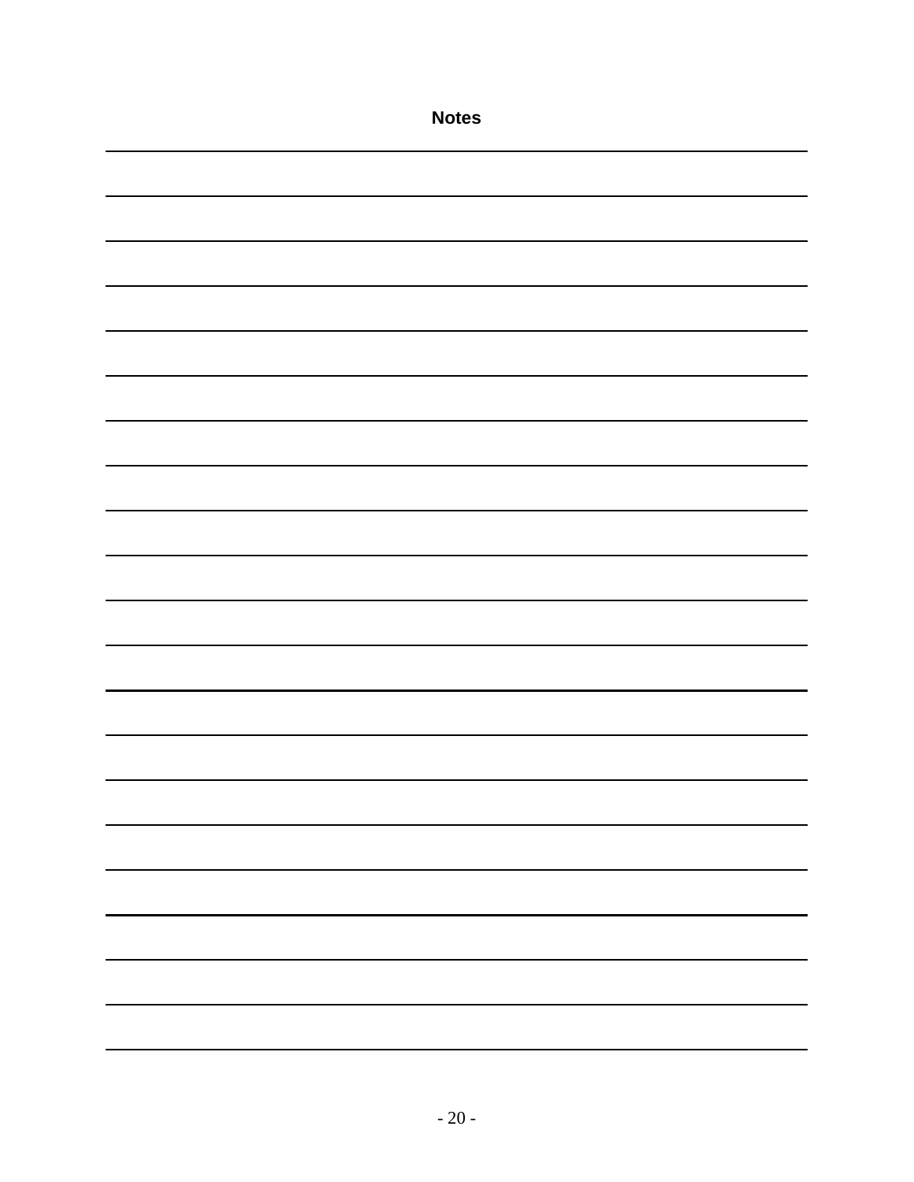**Notes**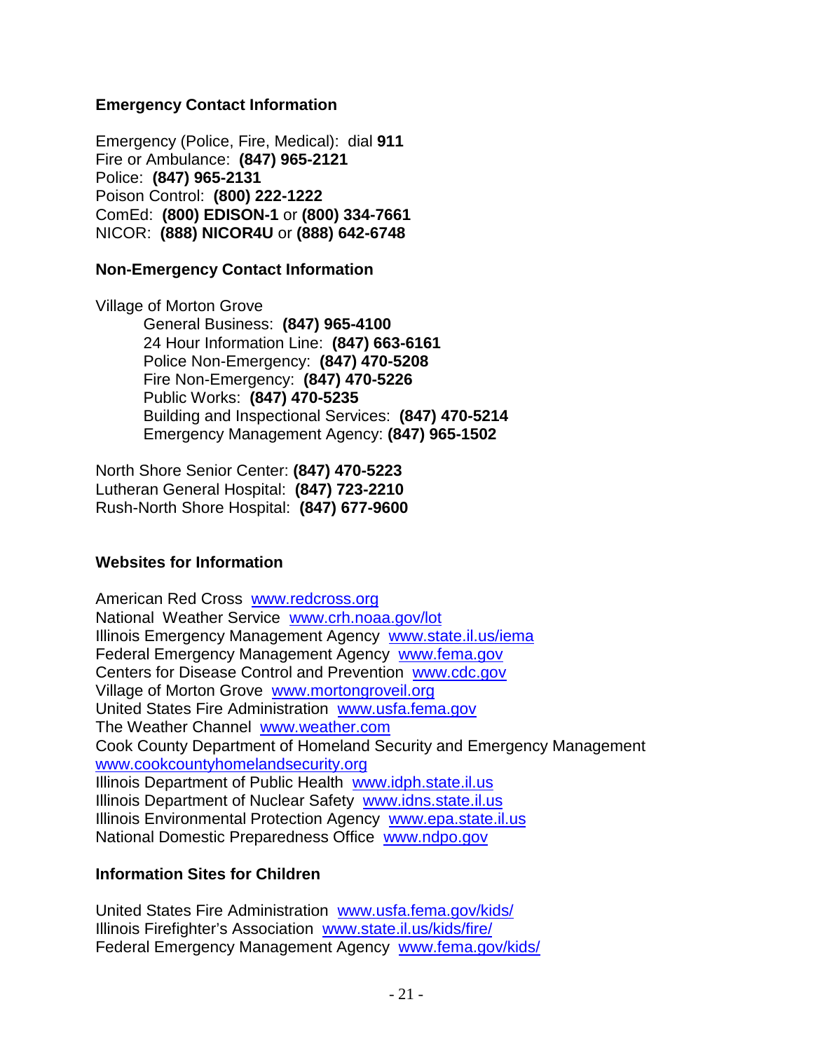## Emergency Contact Information

Emergency (Police, Fire, Medical): dial **911**
Fire or Ambulance: **(847) 965-2121**
Police: **(847) 965-2131**
Poison Control: **(800) 222-1222**
ComEd: **(800) EDISON-1** or **(800) 334-7661**
NICOR: **(888) NICOR4U** or **(888) 642-6748**

## Non-Emergency Contact Information

Village of Morton Grove

- General Business: **(847) 965-4100**
- 24 Hour Information Line: **(847) 663-6161**
- Police Non-Emergency: **(847) 470-5208**
- Fire Non-Emergency: **(847) 470-5226**
- Public Works: **(847) 470-5235**
- Building and Inspectional Services: **(847) 470-5214**
- Emergency Management Agency: **(847) 965-1502**

North Shore Senior Center: **(847) 470-5223**
Lutheran General Hospital: **(847) 723-2210**
Rush-North Shore Hospital: **(847) 677-9600**

## Websites for Information

American Red Cross www.redcross.org
National Weather Service www.crh.noaa.gov/lot
Illinois Emergency Management Agency www.state.il.us/iema
Federal Emergency Management Agency www.fema.gov
Centers for Disease Control and Prevention www.cdc.gov
Village of Morton Grove www.mortongroveil.org
United States Fire Administration www.usfa.fema.gov
The Weather Channel www.weather.com
Cook County Department of Homeland Security and Emergency Management www.cookcountyhomelandsecurity.org
Illinois Department of Public Health www.idph.state.il.us
Illinois Department of Nuclear Safety www.idns.state.il.us
Illinois Environmental Protection Agency www.epa.state.il.us
National Domestic Preparedness Office www.ndpo.gov

## Information Sites for Children

United States Fire Administration www.usfa.fema.gov/kids/
Illinois Firefighter's Association www.state.il.us/kids/fire/
Federal Emergency Management Agency www.fema.gov/kids/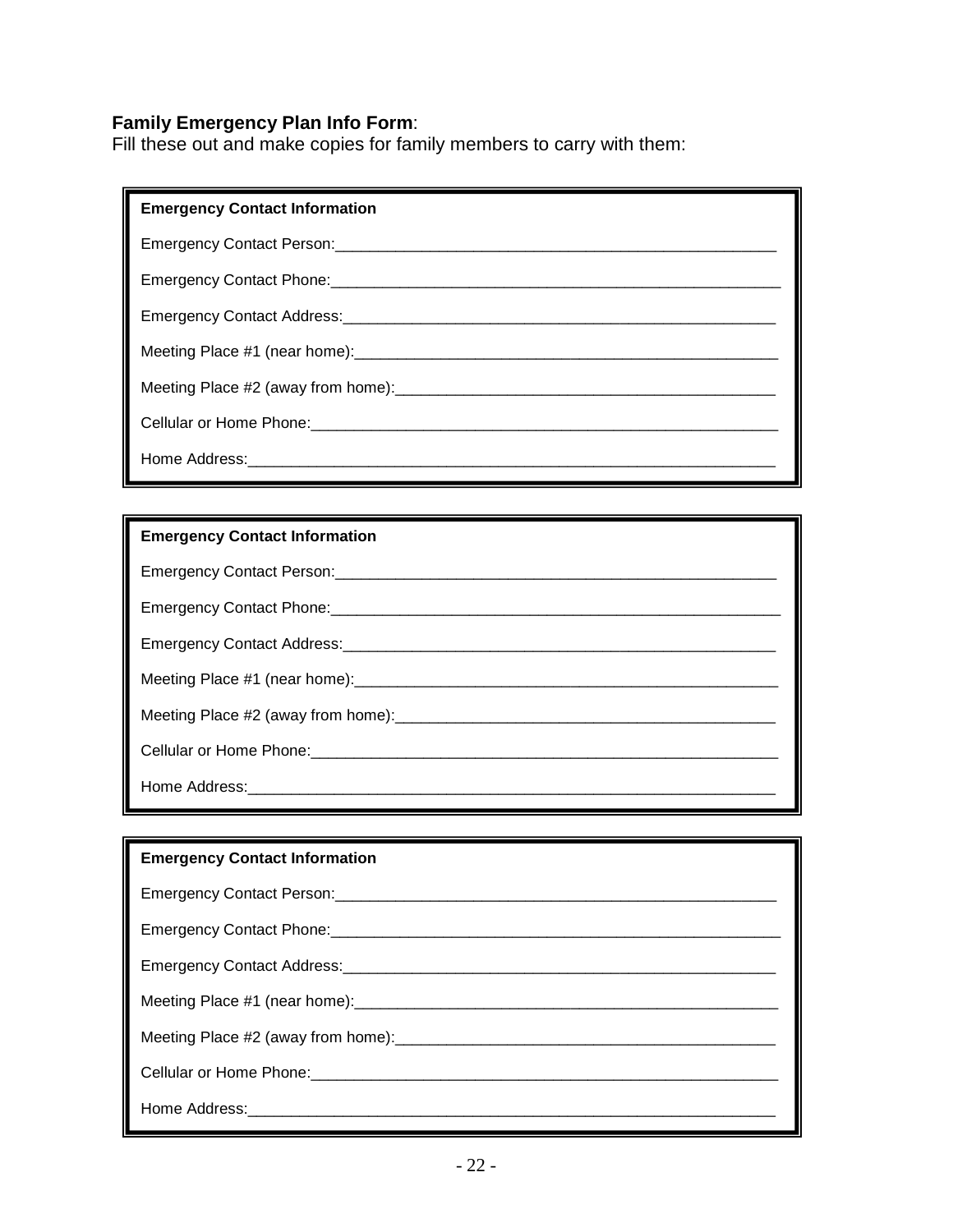**Family Emergency Plan Info Form**:
Fill these out and make copies for family members to carry with them:

**Emergency Contact Information**

Emergency Contact Person:_______________________________________________

Emergency Contact Phone:________________________________________________

Emergency Contact Address:______________________________________________

Meeting Place #1 (near home):_____________________________________________

Meeting Place #2 (away from home):_________________________________________

Cellular or Home Phone:__________________________________________________

Home Address:__________________________________________________________

**Emergency Contact Information**

Emergency Contact Person:_______________________________________________

Emergency Contact Phone:________________________________________________

Emergency Contact Address:______________________________________________

Meeting Place #1 (near home):_____________________________________________

Meeting Place #2 (away from home):_________________________________________

Cellular or Home Phone:__________________________________________________

Home Address:__________________________________________________________

**Emergency Contact Information**

Emergency Contact Person:_______________________________________________

Emergency Contact Phone:________________________________________________

Emergency Contact Address:______________________________________________

Meeting Place #1 (near home):_____________________________________________

Meeting Place #2 (away from home):_________________________________________

Cellular or Home Phone:__________________________________________________

Home Address:__________________________________________________________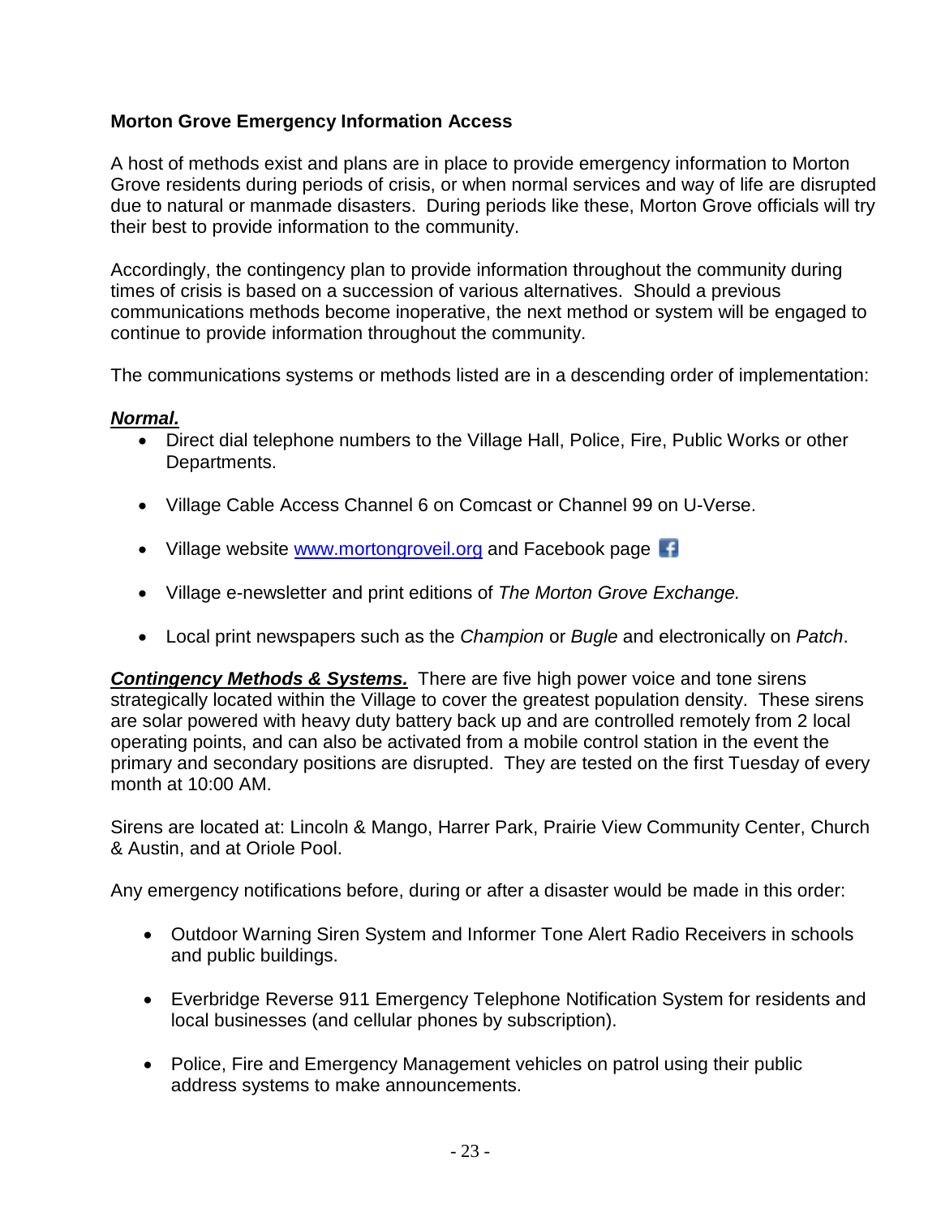## Morton Grove Emergency Information Access

A host of methods exist and plans are in place to provide emergency information to Morton Grove residents during periods of crisis, or when normal services and way of life are disrupted due to natural or manmade disasters. During periods like these, Morton Grove officials will try their best to provide information to the community.

Accordingly, the contingency plan to provide information throughout the community during times of crisis is based on a succession of various alternatives. Should a previous communications methods become inoperative, the next method or system will be engaged to continue to provide information throughout the community.

The communications systems or methods listed are in a descending order of implementation:

***Normal.***

- Direct dial telephone numbers to the Village Hall, Police, Fire, Public Works or other Departments.
- Village Cable Access Channel 6 on Comcast or Channel 99 on U-Verse.
- Village website [www.mortongroveil.org](http://www.mortongroveil.org) and Facebook page
- Village e-newsletter and print editions of *The Morton Grove Exchange.*
- Local print newspapers such as the *Champion* or *Bugle* and electronically on *Patch*.

***Contingency Methods & Systems.*** There are five high power voice and tone sirens strategically located within the Village to cover the greatest population density. These sirens are solar powered with heavy duty battery back up and are controlled remotely from 2 local operating points, and can also be activated from a mobile control station in the event the primary and secondary positions are disrupted. They are tested on the first Tuesday of every month at 10:00 AM.

Sirens are located at: Lincoln & Mango, Harrer Park, Prairie View Community Center, Church & Austin, and at Oriole Pool.

Any emergency notifications before, during or after a disaster would be made in this order:

- Outdoor Warning Siren System and Informer Tone Alert Radio Receivers in schools and public buildings.
- Everbridge Reverse 911 Emergency Telephone Notification System for residents and local businesses (and cellular phones by subscription).
- Police, Fire and Emergency Management vehicles on patrol using their public address systems to make announcements.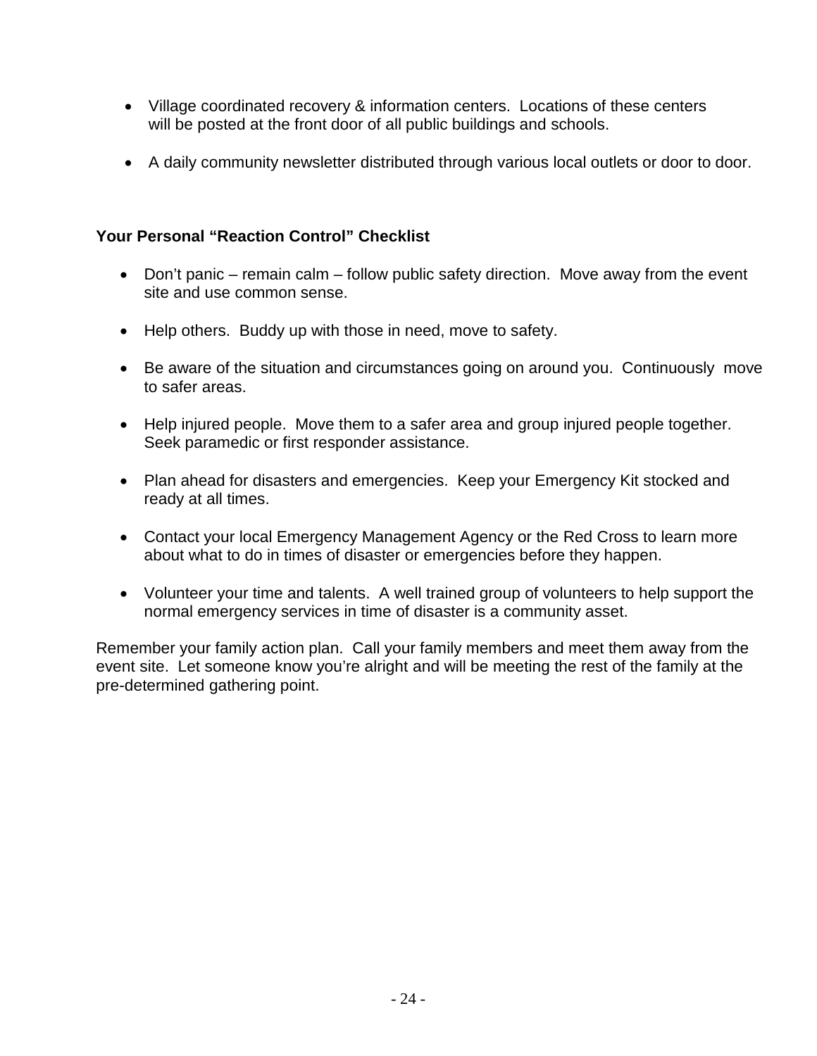- Village coordinated recovery & information centers. Locations of these centers will be posted at the front door of all public buildings and schools.

- A daily community newsletter distributed through various local outlets or door to door.

**Your Personal "Reaction Control" Checklist**

- Don't panic – remain calm – follow public safety direction. Move away from the event site and use common sense.

- Help others. Buddy up with those in need, move to safety.

- Be aware of the situation and circumstances going on around you. Continuously move to safer areas.

- Help injured people. Move them to a safer area and group injured people together. Seek paramedic or first responder assistance.

- Plan ahead for disasters and emergencies. Keep your Emergency Kit stocked and ready at all times.

- Contact your local Emergency Management Agency or the Red Cross to learn more about what to do in times of disaster or emergencies before they happen.

- Volunteer your time and talents. A well trained group of volunteers to help support the normal emergency services in time of disaster is a community asset.

Remember your family action plan. Call your family members and meet them away from the event site. Let someone know you're alright and will be meeting the rest of the family at the pre-determined gathering point.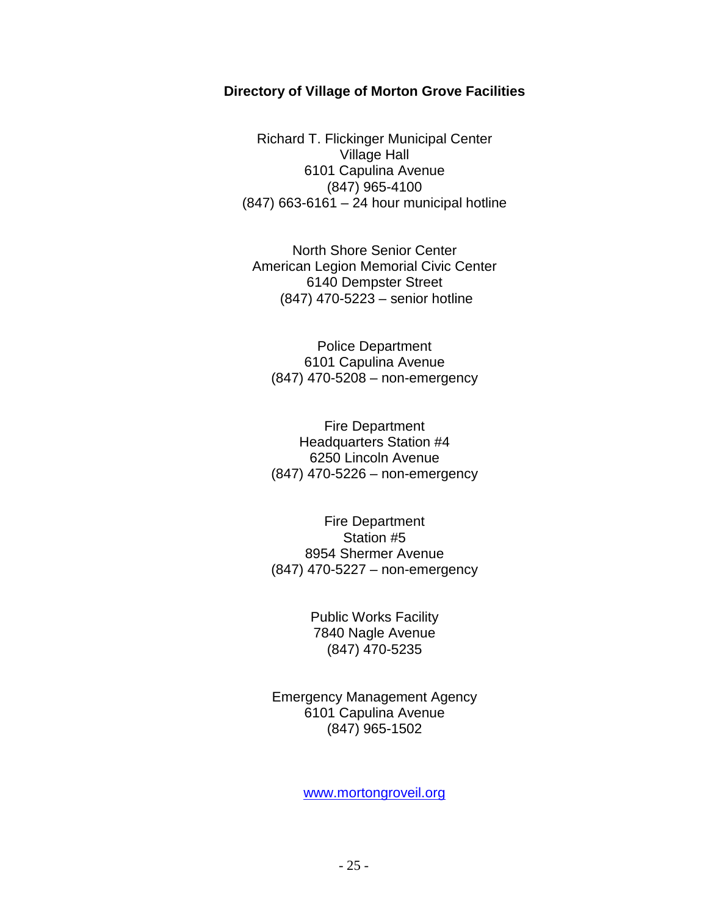**Directory of Village of Morton Grove Facilities**

Richard T. Flickinger Municipal Center
Village Hall
6101 Capulina Avenue
(847) 965-4100
(847) 663-6161 – 24 hour municipal hotline

North Shore Senior Center
American Legion Memorial Civic Center
6140 Dempster Street
(847) 470-5223 – senior hotline

Police Department
6101 Capulina Avenue
(847) 470-5208 – non-emergency

Fire Department
Headquarters Station #4
6250 Lincoln Avenue
(847) 470-5226 – non-emergency

Fire Department
Station #5
8954 Shermer Avenue
(847) 470-5227 – non-emergency

Public Works Facility
7840 Nagle Avenue
(847) 470-5235

Emergency Management Agency
6101 Capulina Avenue
(847) 965-1502

www.mortongroveil.org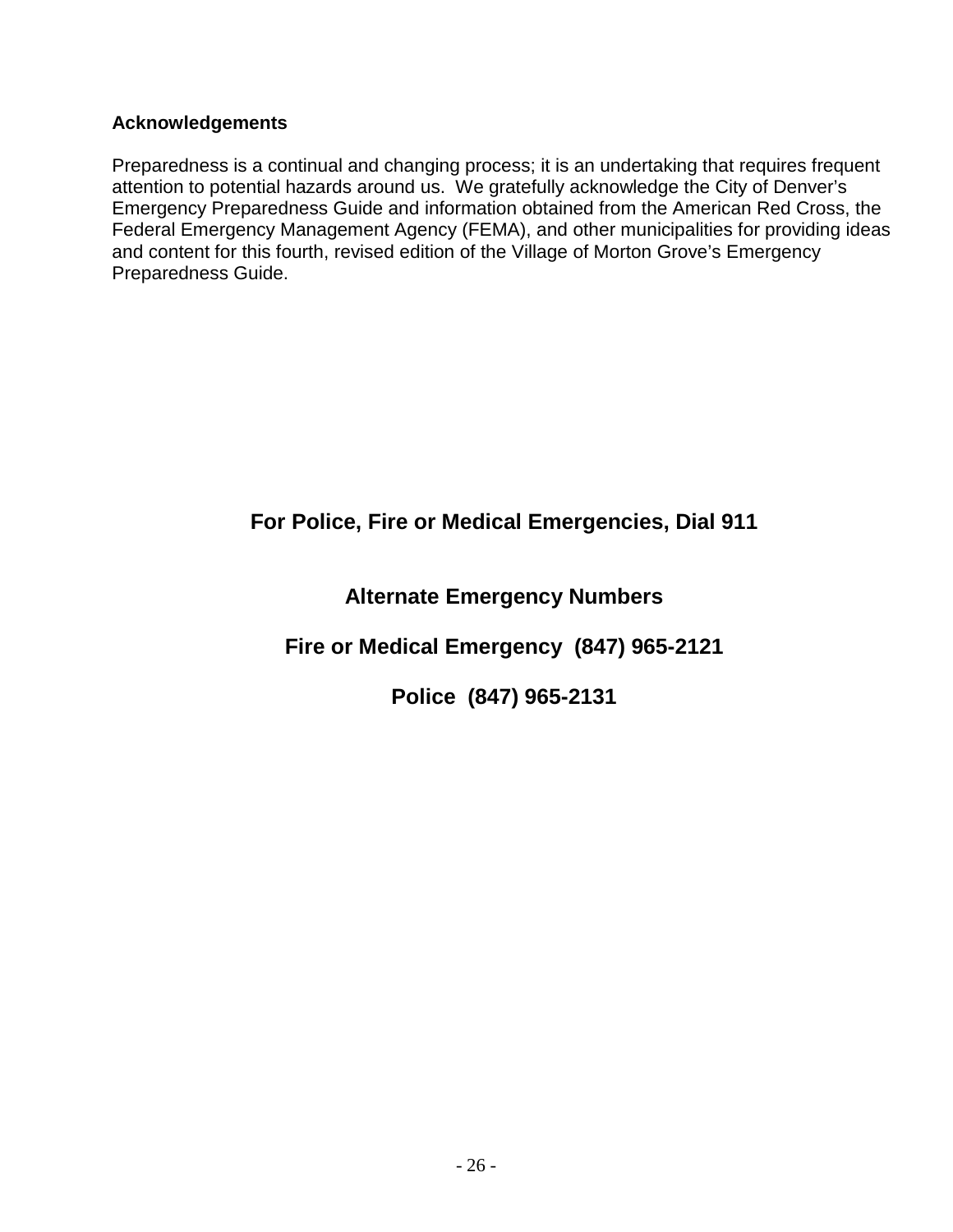### Acknowledgements

Preparedness is a continual and changing process; it is an undertaking that requires frequent attention to potential hazards around us. We gratefully acknowledge the City of Denver's Emergency Preparedness Guide and information obtained from the American Red Cross, the Federal Emergency Management Agency (FEMA), and other municipalities for providing ideas and content for this fourth, revised edition of the Village of Morton Grove's Emergency Preparedness Guide.

**For Police, Fire or Medical Emergencies, Dial 911**

**Alternate Emergency Numbers**

**Fire or Medical Emergency (847) 965-2121**

**Police (847) 965-2131**